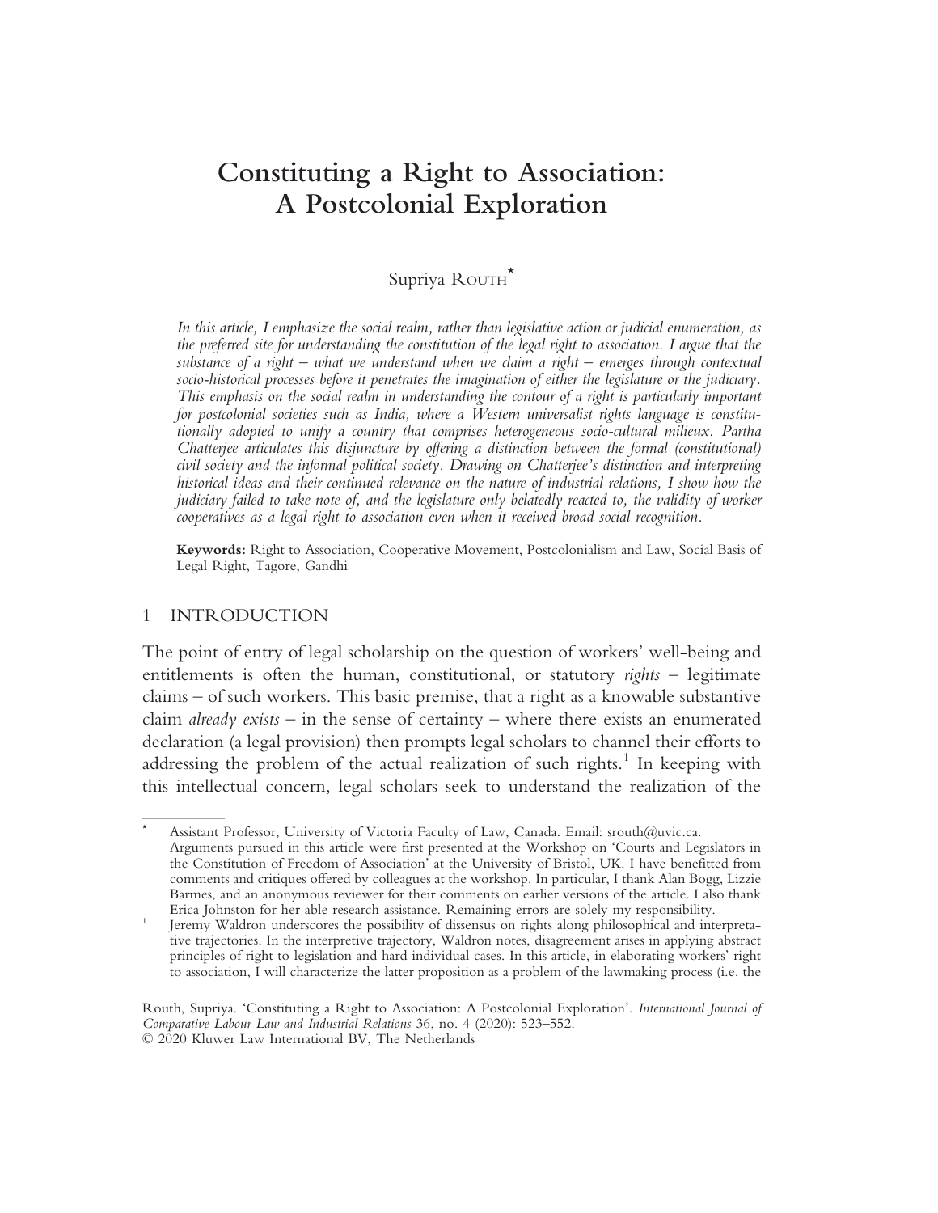# Constituting a Right to Association: A Postcolonial Exploration

Supriya ROUTH*

*In this article, I emphasize the social realm, rather than legislative action or judicial enumeration, as the preferred site for understanding the constitution of the legal right to association. I argue that the substance of a right – what we understand when we claim a right – emerges through contextual socio-historical processes before it penetrates the imagination of either the legislature or the judiciary. This emphasis on the social realm in understanding the contour of a right is particularly important for postcolonial societies such as India, where a Western universalist rights language is constitutionally adopted to unify a country that comprises heterogeneous socio-cultural milieux. Partha Chatterjee articulates this disjuncture by offering a distinction between the formal (constitutional) civil society and the informal political society. Drawing on Chatterjee's distinction and interpreting historical ideas and their continued relevance on the nature of industrial relations, I show how the judiciary failed to take note of, and the legislature only belatedly reacted to, the validity of worker cooperatives as a legal right to association even when it received broad social recognition.*

**Keywords:** Right to Association, Cooperative Movement, Postcolonialism and Law, Social Basis of Legal Right, Tagore, Gandhi

## 1 INTRODUCTION

The point of entry of legal scholarship on the question of workers' well-being and entitlements is often the human, constitutional, or statutory *rights* – legitimate claims – of such workers. This basic premise, that a right as a knowable substantive claim *already exists* – in the sense of certainty – where there exists an enumerated declaration (a legal provision) then prompts legal scholars to channel their efforts to addressing the problem of the actual realization of such rights.[1] In keeping with this intellectual concern, legal scholars seek to understand the realization of the

---

\* Assistant Professor, University of Victoria Faculty of Law, Canada. Email: srouth@uvic.ca. Arguments pursued in this article were first presented at the Workshop on 'Courts and Legislators in the Constitution of Freedom of Association' at the University of Bristol, UK. I have benefitted from comments and critiques offered by colleagues at the workshop. In particular, I thank Alan Bogg, Lizzie Barmes, and an anonymous reviewer for their comments on earlier versions of the article. I also thank Erica Johnston for her able research assistance. Remaining errors are solely my responsibility.

[1] Jeremy Waldron underscores the possibility of dissensus on rights along philosophical and interpretative trajectories. In the interpretive trajectory, Waldron notes, disagreement arises in applying abstract principles of right to legislation and hard individual cases. In this article, in elaborating workers' right to association, I will characterize the latter proposition as a problem of the lawmaking process (i.e. the

Routh, Supriya. 'Constituting a Right to Association: A Postcolonial Exploration'. *International Journal of Comparative Labour Law and Industrial Relations* 36, no. 4 (2020): 523–552.
© 2020 Kluwer Law International BV, The Netherlands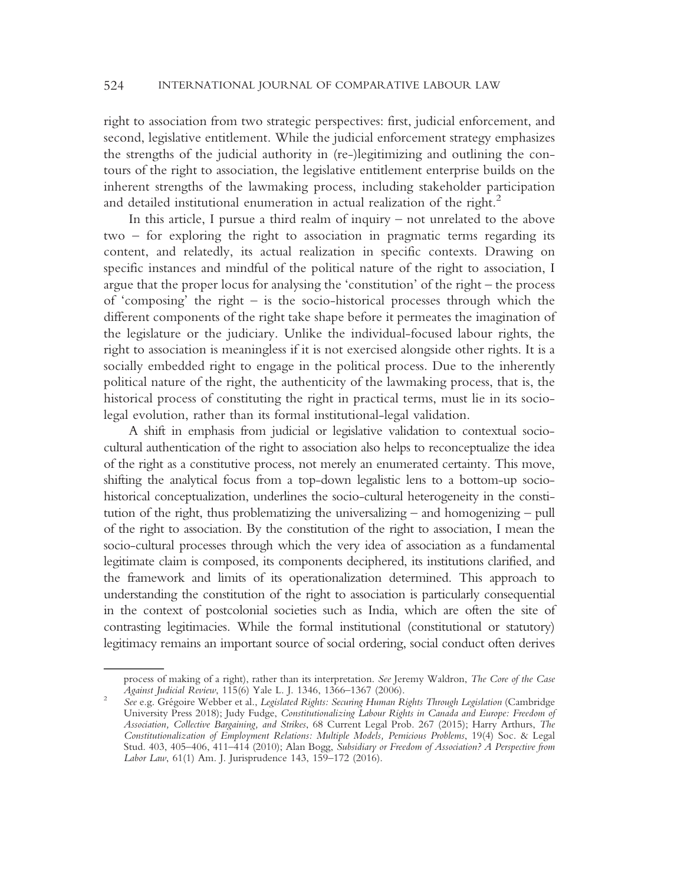right to association from two strategic perspectives: first, judicial enforcement, and second, legislative entitlement. While the judicial enforcement strategy emphasizes the strengths of the judicial authority in (re-)legitimizing and outlining the contours of the right to association, the legislative entitlement enterprise builds on the inherent strengths of the lawmaking process, including stakeholder participation and detailed institutional enumeration in actual realization of the right.[2]

In this article, I pursue a third realm of inquiry – not unrelated to the above two – for exploring the right to association in pragmatic terms regarding its content, and relatedly, its actual realization in specific contexts. Drawing on specific instances and mindful of the political nature of the right to association, I argue that the proper locus for analysing the 'constitution' of the right – the process of 'composing' the right – is the socio-historical processes through which the different components of the right take shape before it permeates the imagination of the legislature or the judiciary. Unlike the individual-focused labour rights, the right to association is meaningless if it is not exercised alongside other rights. It is a socially embedded right to engage in the political process. Due to the inherently political nature of the right, the authenticity of the lawmaking process, that is, the historical process of constituting the right in practical terms, must lie in its socio-legal evolution, rather than its formal institutional-legal validation.

A shift in emphasis from judicial or legislative validation to contextual socio-cultural authentication of the right to association also helps to reconceptualize the idea of the right as a constitutive process, not merely an enumerated certainty. This move, shifting the analytical focus from a top-down legalistic lens to a bottom-up socio-historical conceptualization, underlines the socio-cultural heterogeneity in the constitution of the right, thus problematizing the universalizing – and homogenizing – pull of the right to association. By the constitution of the right to association, I mean the socio-cultural processes through which the very idea of association as a fundamental legitimate claim is composed, its components deciphered, its institutions clarified, and the framework and limits of its operationalization determined. This approach to understanding the constitution of the right to association is particularly consequential in the context of postcolonial societies such as India, which are often the site of contrasting legitimacies. While the formal institutional (constitutional or statutory) legitimacy remains an important source of social ordering, social conduct often derives

---

process of making of a right), rather than its interpretation. *See* Jeremy Waldron, *The Core of the Case Against Judicial Review*, 115(6) Yale L. J. 1346, 1366–1367 (2006).

[2] *See* e.g. Grégoire Webber et al., *Legislated Rights: Securing Human Rights Through Legislation* (Cambridge University Press 2018); Judy Fudge, *Constitutionalizing Labour Rights in Canada and Europe: Freedom of Association, Collective Bargaining, and Strikes*, 68 Current Legal Prob. 267 (2015); Harry Arthurs, *The Constitutionalization of Employment Relations: Multiple Models, Pernicious Problems*, 19(4) Soc. & Legal Stud. 403, 405–406, 411–414 (2010); Alan Bogg, *Subsidiary or Freedom of Association? A Perspective from Labor Law*, 61(1) Am. J. Jurisprudence 143, 159–172 (2016).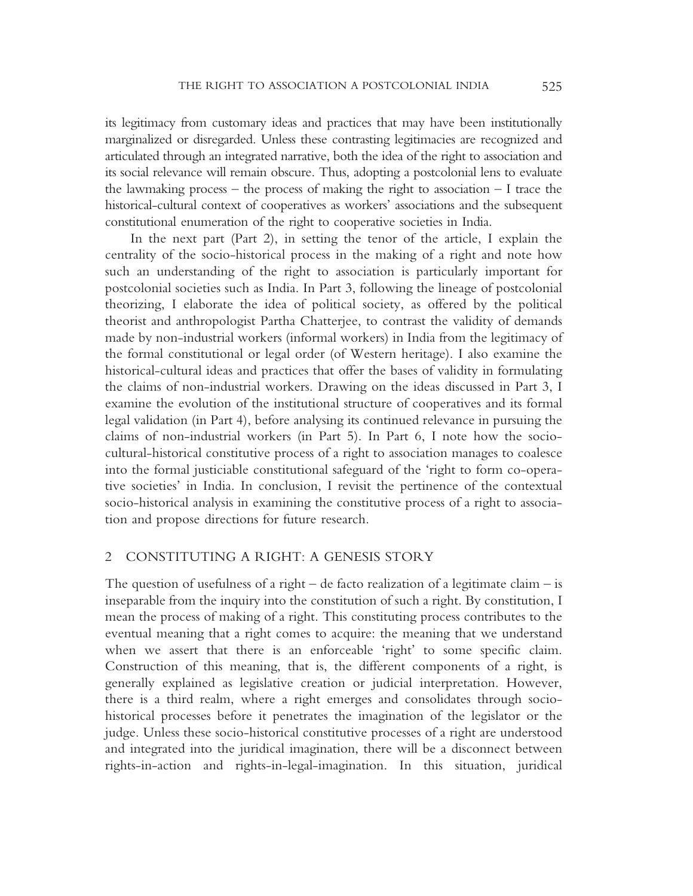its legitimacy from customary ideas and practices that may have been institutionally marginalized or disregarded. Unless these contrasting legitimacies are recognized and articulated through an integrated narrative, both the idea of the right to association and its social relevance will remain obscure. Thus, adopting a postcolonial lens to evaluate the lawmaking process – the process of making the right to association – I trace the historical-cultural context of cooperatives as workers' associations and the subsequent constitutional enumeration of the right to cooperative societies in India.

In the next part (Part 2), in setting the tenor of the article, I explain the centrality of the socio-historical process in the making of a right and note how such an understanding of the right to association is particularly important for postcolonial societies such as India. In Part 3, following the lineage of postcolonial theorizing, I elaborate the idea of political society, as offered by the political theorist and anthropologist Partha Chatterjee, to contrast the validity of demands made by non-industrial workers (informal workers) in India from the legitimacy of the formal constitutional or legal order (of Western heritage). I also examine the historical-cultural ideas and practices that offer the bases of validity in formulating the claims of non-industrial workers. Drawing on the ideas discussed in Part 3, I examine the evolution of the institutional structure of cooperatives and its formal legal validation (in Part 4), before analysing its continued relevance in pursuing the claims of non-industrial workers (in Part 5). In Part 6, I note how the socio-cultural-historical constitutive process of a right to association manages to coalesce into the formal justiciable constitutional safeguard of the 'right to form co-operative societies' in India. In conclusion, I revisit the pertinence of the contextual socio-historical analysis in examining the constitutive process of a right to association and propose directions for future research.

## 2 CONSTITUTING A RIGHT: A GENESIS STORY

The question of usefulness of a right – de facto realization of a legitimate claim – is inseparable from the inquiry into the constitution of such a right. By constitution, I mean the process of making of a right. This constituting process contributes to the eventual meaning that a right comes to acquire: the meaning that we understand when we assert that there is an enforceable 'right' to some specific claim. Construction of this meaning, that is, the different components of a right, is generally explained as legislative creation or judicial interpretation. However, there is a third realm, where a right emerges and consolidates through socio-historical processes before it penetrates the imagination of the legislator or the judge. Unless these socio-historical constitutive processes of a right are understood and integrated into the juridical imagination, there will be a disconnect between rights-in-action and rights-in-legal-imagination. In this situation, juridical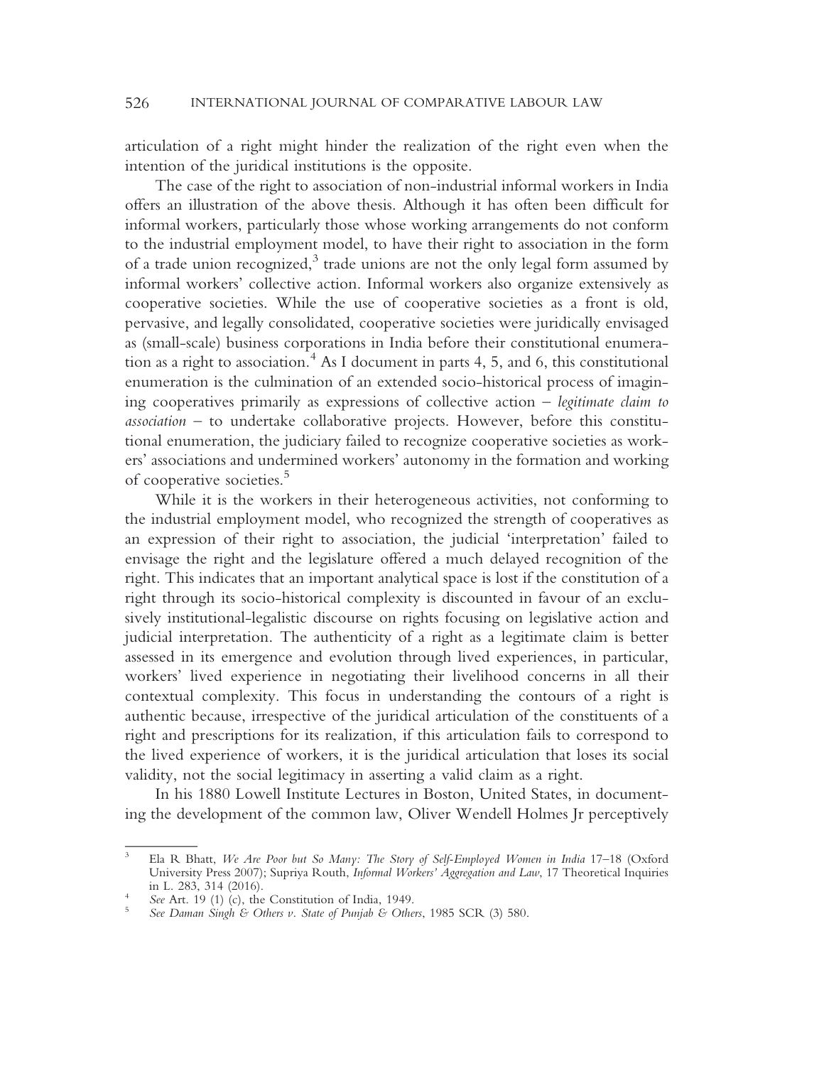articulation of a right might hinder the realization of the right even when the intention of the juridical institutions is the opposite.

The case of the right to association of non-industrial informal workers in India offers an illustration of the above thesis. Although it has often been difficult for informal workers, particularly those whose working arrangements do not conform to the industrial employment model, to have their right to association in the form of a trade union recognized,[3] trade unions are not the only legal form assumed by informal workers' collective action. Informal workers also organize extensively as cooperative societies. While the use of cooperative societies as a front is old, pervasive, and legally consolidated, cooperative societies were juridically envisaged as (small-scale) business corporations in India before their constitutional enumeration as a right to association.[4] As I document in parts 4, 5, and 6, this constitutional enumeration is the culmination of an extended socio-historical process of imagining cooperatives primarily as expressions of collective action – *legitimate claim to association* – to undertake collaborative projects. However, before this constitutional enumeration, the judiciary failed to recognize cooperative societies as workers' associations and undermined workers' autonomy in the formation and working of cooperative societies.[5]

While it is the workers in their heterogeneous activities, not conforming to the industrial employment model, who recognized the strength of cooperatives as an expression of their right to association, the judicial 'interpretation' failed to envisage the right and the legislature offered a much delayed recognition of the right. This indicates that an important analytical space is lost if the constitution of a right through its socio-historical complexity is discounted in favour of an exclusively institutional-legalistic discourse on rights focusing on legislative action and judicial interpretation. The authenticity of a right as a legitimate claim is better assessed in its emergence and evolution through lived experiences, in particular, workers' lived experience in negotiating their livelihood concerns in all their contextual complexity. This focus in understanding the contours of a right is authentic because, irrespective of the juridical articulation of the constituents of a right and prescriptions for its realization, if this articulation fails to correspond to the lived experience of workers, it is the juridical articulation that loses its social validity, not the social legitimacy in asserting a valid claim as a right.

In his 1880 Lowell Institute Lectures in Boston, United States, in documenting the development of the common law, Oliver Wendell Holmes Jr perceptively

---

[3] Ela R Bhatt, *We Are Poor but So Many: The Story of Self-Employed Women in India* 17–18 (Oxford University Press 2007); Supriya Routh, *Informal Workers' Aggregation and Law*, 17 Theoretical Inquiries in L. 283, 314 (2016).

[4] *See* Art. 19 (1) (c), the Constitution of India, 1949.

[5] *See Daman Singh & Others v. State of Punjab & Others*, 1985 SCR (3) 580.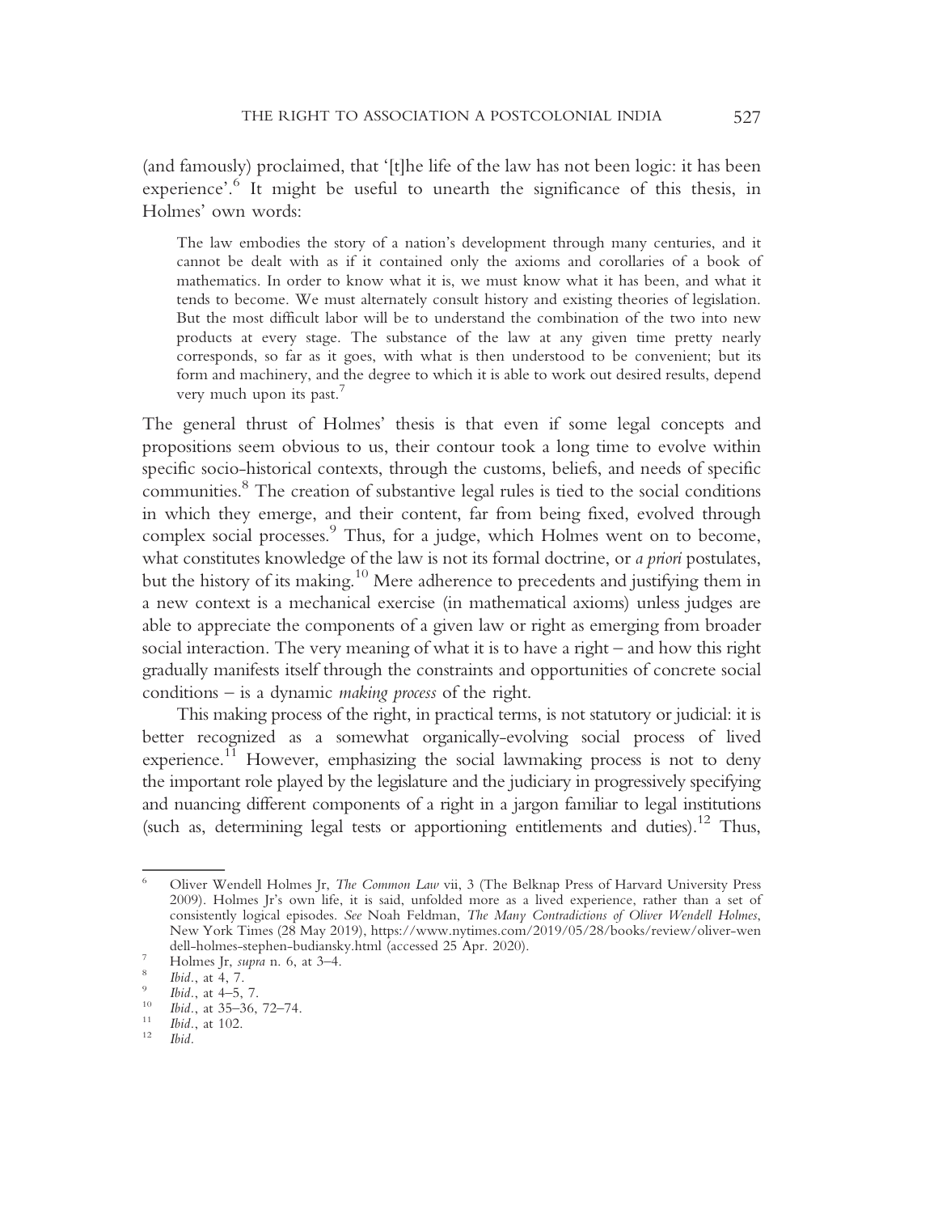(and famously) proclaimed, that '[t]he life of the law has not been logic: it has been experience'.[6] It might be useful to unearth the significance of this thesis, in Holmes' own words:

> The law embodies the story of a nation's development through many centuries, and it cannot be dealt with as if it contained only the axioms and corollaries of a book of mathematics. In order to know what it is, we must know what it has been, and what it tends to become. We must alternately consult history and existing theories of legislation. But the most difficult labor will be to understand the combination of the two into new products at every stage. The substance of the law at any given time pretty nearly corresponds, so far as it goes, with what is then understood to be convenient; but its form and machinery, and the degree to which it is able to work out desired results, depend very much upon its past.[7]

The general thrust of Holmes' thesis is that even if some legal concepts and propositions seem obvious to us, their contour took a long time to evolve within specific socio-historical contexts, through the customs, beliefs, and needs of specific communities.[8] The creation of substantive legal rules is tied to the social conditions in which they emerge, and their content, far from being fixed, evolved through complex social processes.[9] Thus, for a judge, which Holmes went on to become, what constitutes knowledge of the law is not its formal doctrine, or *a priori* postulates, but the history of its making.[10] Mere adherence to precedents and justifying them in a new context is a mechanical exercise (in mathematical axioms) unless judges are able to appreciate the components of a given law or right as emerging from broader social interaction. The very meaning of what it is to have a right – and how this right gradually manifests itself through the constraints and opportunities of concrete social conditions – is a dynamic *making process* of the right.

This making process of the right, in practical terms, is not statutory or judicial: it is better recognized as a somewhat organically-evolving social process of lived experience.[11] However, emphasizing the social lawmaking process is not to deny the important role played by the legislature and the judiciary in progressively specifying and nuancing different components of a right in a jargon familiar to legal institutions (such as, determining legal tests or apportioning entitlements and duties).[12] Thus,

---

[6] Oliver Wendell Holmes Jr, *The Common Law* vii, 3 (The Belknap Press of Harvard University Press 2009). Holmes Jr's own life, it is said, unfolded more as a lived experience, rather than a set of consistently logical episodes. *See* Noah Feldman, *The Many Contradictions of Oliver Wendell Holmes*, New York Times (28 May 2019), https://www.nytimes.com/2019/05/28/books/review/oliver-wendell-holmes-stephen-budiansky.html (accessed 25 Apr. 2020).

[7] Holmes Jr, *supra* n. 6, at 3–4.

[8] *Ibid*., at 4, 7.

[9] *Ibid*., at 4–5, 7.

[10] *Ibid*., at 35–36, 72–74.

[11] *Ibid*., at 102.

[12] *Ibid*.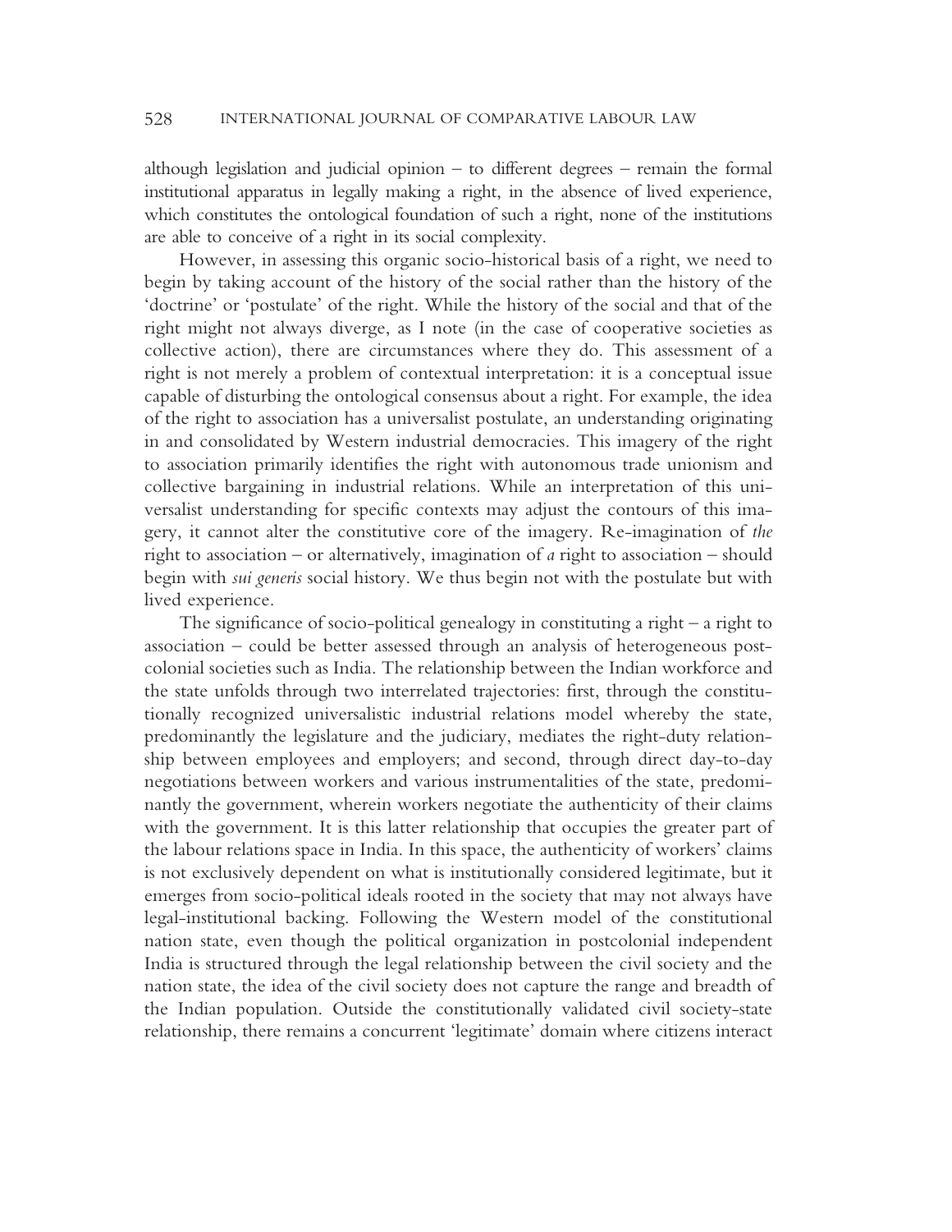although legislation and judicial opinion – to different degrees – remain the formal institutional apparatus in legally making a right, in the absence of lived experience, which constitutes the ontological foundation of such a right, none of the institutions are able to conceive of a right in its social complexity.

However, in assessing this organic socio-historical basis of a right, we need to begin by taking account of the history of the social rather than the history of the 'doctrine' or 'postulate' of the right. While the history of the social and that of the right might not always diverge, as I note (in the case of cooperative societies as collective action), there are circumstances where they do. This assessment of a right is not merely a problem of contextual interpretation: it is a conceptual issue capable of disturbing the ontological consensus about a right. For example, the idea of the right to association has a universalist postulate, an understanding originating in and consolidated by Western industrial democracies. This imagery of the right to association primarily identifies the right with autonomous trade unionism and collective bargaining in industrial relations. While an interpretation of this universalist understanding for specific contexts may adjust the contours of this imagery, it cannot alter the constitutive core of the imagery. Re-imagination of *the* right to association – or alternatively, imagination of *a* right to association – should begin with *sui generis* social history. We thus begin not with the postulate but with lived experience.

The significance of socio-political genealogy in constituting a right – a right to association – could be better assessed through an analysis of heterogeneous postcolonial societies such as India. The relationship between the Indian workforce and the state unfolds through two interrelated trajectories: first, through the constitutionally recognized universalistic industrial relations model whereby the state, predominantly the legislature and the judiciary, mediates the right-duty relationship between employees and employers; and second, through direct day-to-day negotiations between workers and various instrumentalities of the state, predominantly the government, wherein workers negotiate the authenticity of their claims with the government. It is this latter relationship that occupies the greater part of the labour relations space in India. In this space, the authenticity of workers' claims is not exclusively dependent on what is institutionally considered legitimate, but it emerges from socio-political ideals rooted in the society that may not always have legal-institutional backing. Following the Western model of the constitutional nation state, even though the political organization in postcolonial independent India is structured through the legal relationship between the civil society and the nation state, the idea of the civil society does not capture the range and breadth of the Indian population. Outside the constitutionally validated civil society-state relationship, there remains a concurrent 'legitimate' domain where citizens interact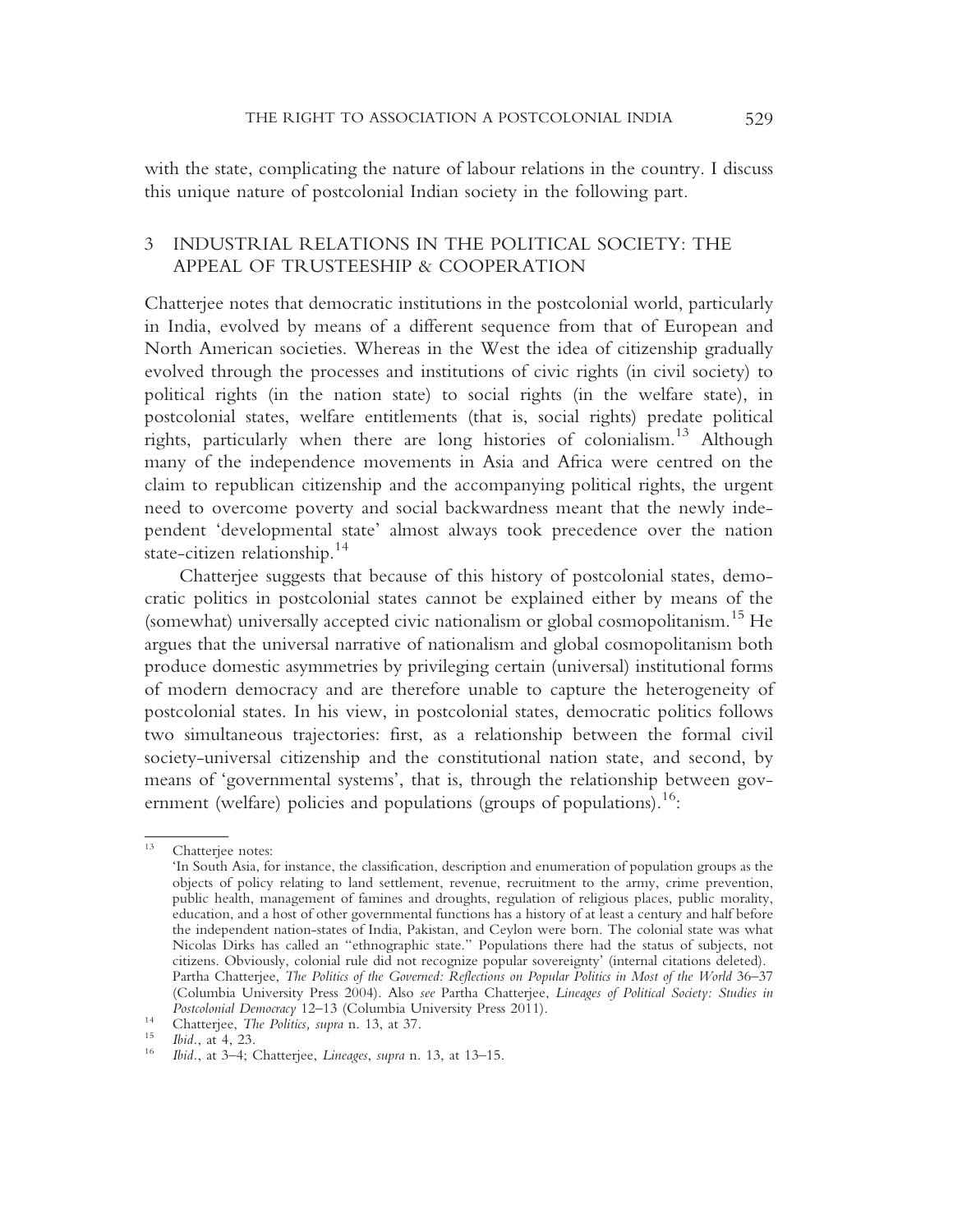with the state, complicating the nature of labour relations in the country. I discuss this unique nature of postcolonial Indian society in the following part.

## 3 INDUSTRIAL RELATIONS IN THE POLITICAL SOCIETY: THE APPEAL OF TRUSTEESHIP & COOPERATION

Chatterjee notes that democratic institutions in the postcolonial world, particularly in India, evolved by means of a different sequence from that of European and North American societies. Whereas in the West the idea of citizenship gradually evolved through the processes and institutions of civic rights (in civil society) to political rights (in the nation state) to social rights (in the welfare state), in postcolonial states, welfare entitlements (that is, social rights) predate political rights, particularly when there are long histories of colonialism.[13] Although many of the independence movements in Asia and Africa were centred on the claim to republican citizenship and the accompanying political rights, the urgent need to overcome poverty and social backwardness meant that the newly independent 'developmental state' almost always took precedence over the nation state-citizen relationship.[14]

Chatterjee suggests that because of this history of postcolonial states, democratic politics in postcolonial states cannot be explained either by means of the (somewhat) universally accepted civic nationalism or global cosmopolitanism.[15] He argues that the universal narrative of nationalism and global cosmopolitanism both produce domestic asymmetries by privileging certain (universal) institutional forms of modern democracy and are therefore unable to capture the heterogeneity of postcolonial states. In his view, in postcolonial states, democratic politics follows two simultaneous trajectories: first, as a relationship between the formal civil society-universal citizenship and the constitutional nation state, and second, by means of 'governmental systems', that is, through the relationship between government (welfare) policies and populations (groups of populations).[16]:

---

[13] Chatterjee notes:
'In South Asia, for instance, the classification, description and enumeration of population groups as the objects of policy relating to land settlement, revenue, recruitment to the army, crime prevention, public health, management of famines and droughts, regulation of religious places, public morality, education, and a host of other governmental functions has a history of at least a century and half before the independent nation-states of India, Pakistan, and Ceylon were born. The colonial state was what Nicolas Dirks has called an "ethnographic state." Populations there had the status of subjects, not citizens. Obviously, colonial rule did not recognize popular sovereignty' (internal citations deleted). Partha Chatterjee, *The Politics of the Governed: Reflections on Popular Politics in Most of the World* 36–37 (Columbia University Press 2004). Also *see* Partha Chatterjee, *Lineages of Political Society: Studies in Postcolonial Democracy* 12–13 (Columbia University Press 2011).

[14] Chatterjee, *The Politics, supra* n. 13, at 37.

[15] *Ibid.*, at 4, 23.

[16] *Ibid.*, at 3–4; Chatterjee, *Lineages*, *supra* n. 13, at 13–15.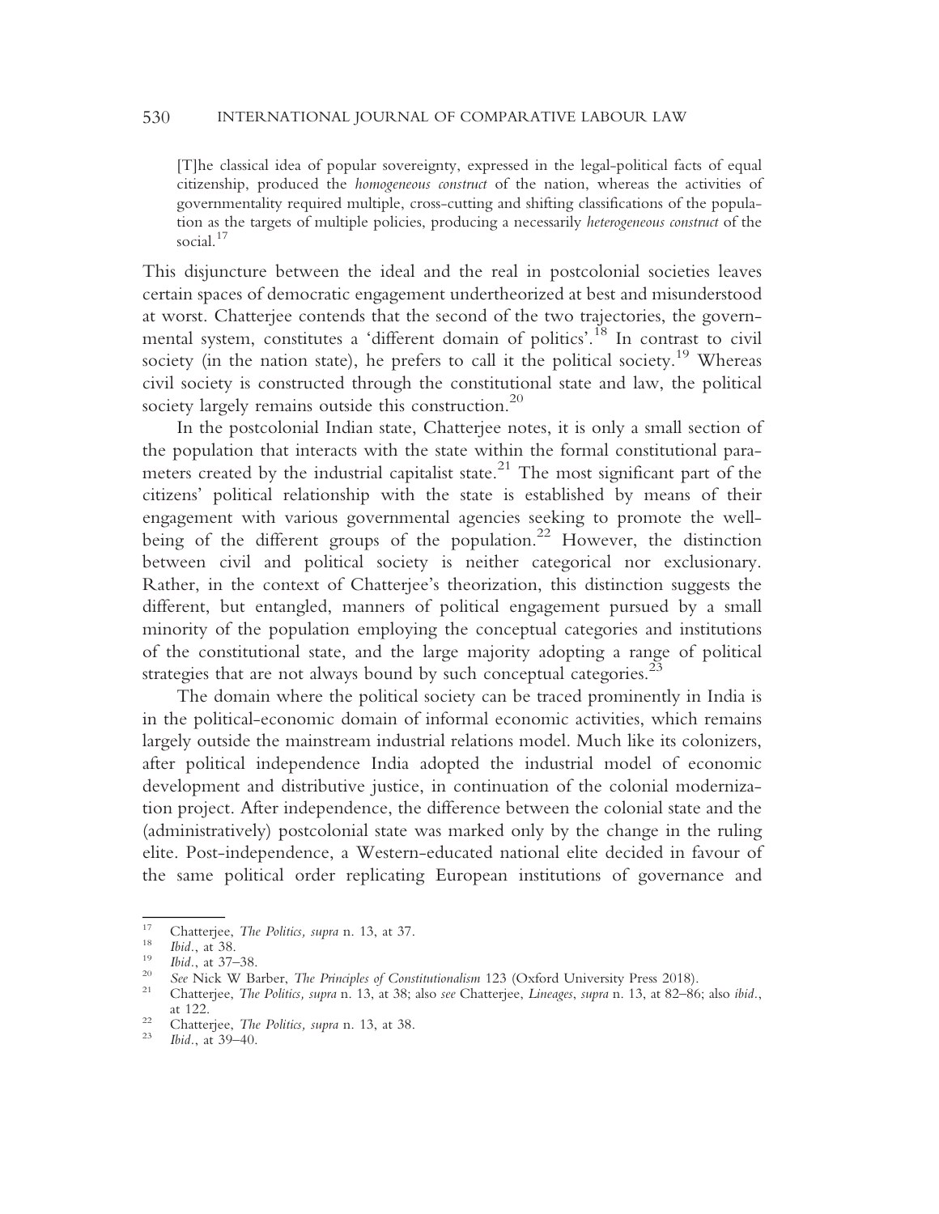> [T]he classical idea of popular sovereignty, expressed in the legal-political facts of equal citizenship, produced the *homogeneous construct* of the nation, whereas the activities of governmentality required multiple, cross-cutting and shifting classifications of the population as the targets of multiple policies, producing a necessarily *heterogeneous construct* of the social.[17]

This disjuncture between the ideal and the real in postcolonial societies leaves certain spaces of democratic engagement undertheorized at best and misunderstood at worst. Chatterjee contends that the second of the two trajectories, the governmental system, constitutes a 'different domain of politics'.[18] In contrast to civil society (in the nation state), he prefers to call it the political society.[19] Whereas civil society is constructed through the constitutional state and law, the political society largely remains outside this construction.[20]

In the postcolonial Indian state, Chatterjee notes, it is only a small section of the population that interacts with the state within the formal constitutional parameters created by the industrial capitalist state.[21] The most significant part of the citizens' political relationship with the state is established by means of their engagement with various governmental agencies seeking to promote the well-being of the different groups of the population.[22] However, the distinction between civil and political society is neither categorical nor exclusionary. Rather, in the context of Chatterjee's theorization, this distinction suggests the different, but entangled, manners of political engagement pursued by a small minority of the population employing the conceptual categories and institutions of the constitutional state, and the large majority adopting a range of political strategies that are not always bound by such conceptual categories.[23]

The domain where the political society can be traced prominently in India is in the political-economic domain of informal economic activities, which remains largely outside the mainstream industrial relations model. Much like its colonizers, after political independence India adopted the industrial model of economic development and distributive justice, in continuation of the colonial modernization project. After independence, the difference between the colonial state and the (administratively) postcolonial state was marked only by the change in the ruling elite. Post-independence, a Western-educated national elite decided in favour of the same political order replicating European institutions of governance and

---

[17] Chatterjee, *The Politics, supra* n. 13, at 37.

[18] *Ibid*., at 38.

[19] *Ibid*., at 37–38.

[20] *See* Nick W Barber, *The Principles of Constitutionalism* 123 (Oxford University Press 2018).

[21] Chatterjee, *The Politics, supra* n. 13, at 38; also *see* Chatterjee, *Lineages*, *supra* n. 13, at 82–86; also *ibid*., at 122.

[22] Chatterjee, *The Politics, supra* n. 13, at 38.

[23] *Ibid*., at 39–40.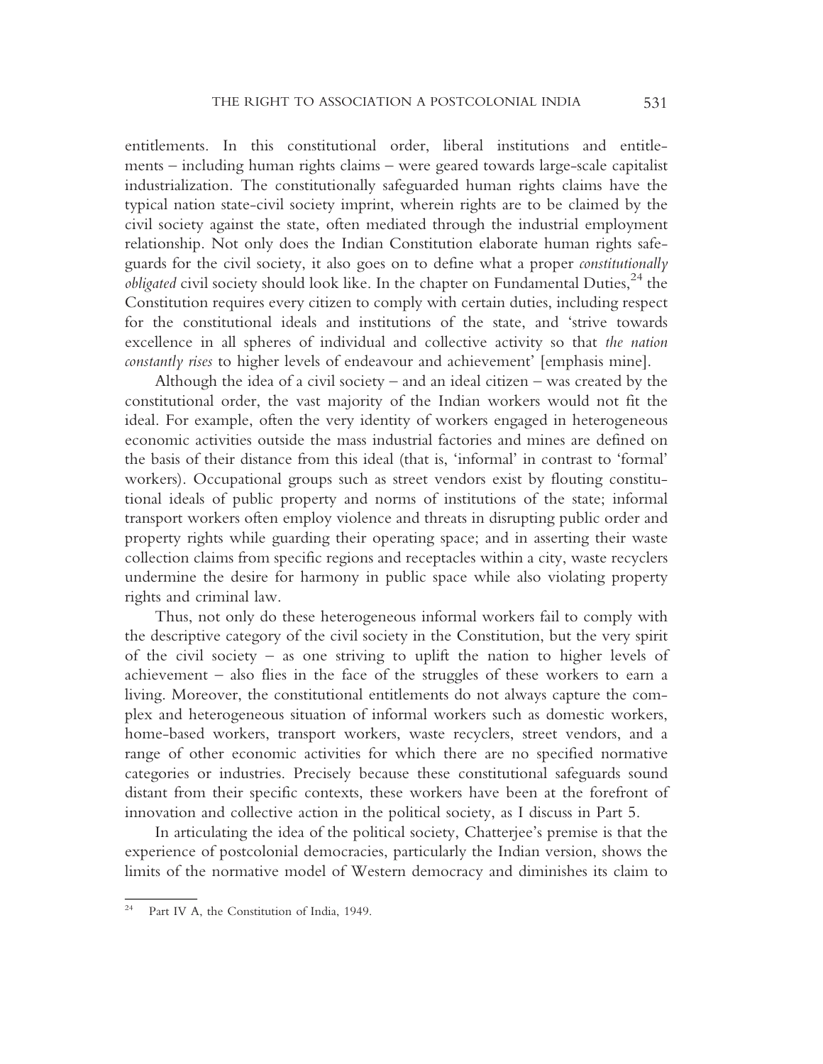entitlements. In this constitutional order, liberal institutions and entitlements – including human rights claims – were geared towards large-scale capitalist industrialization. The constitutionally safeguarded human rights claims have the typical nation state-civil society imprint, wherein rights are to be claimed by the civil society against the state, often mediated through the industrial employment relationship. Not only does the Indian Constitution elaborate human rights safeguards for the civil society, it also goes on to define what a proper *constitutionally obligated* civil society should look like. In the chapter on Fundamental Duties,[24] the Constitution requires every citizen to comply with certain duties, including respect for the constitutional ideals and institutions of the state, and 'strive towards excellence in all spheres of individual and collective activity so that *the nation constantly rises* to higher levels of endeavour and achievement' [emphasis mine].

Although the idea of a civil society – and an ideal citizen – was created by the constitutional order, the vast majority of the Indian workers would not fit the ideal. For example, often the very identity of workers engaged in heterogeneous economic activities outside the mass industrial factories and mines are defined on the basis of their distance from this ideal (that is, 'informal' in contrast to 'formal' workers). Occupational groups such as street vendors exist by flouting constitutional ideals of public property and norms of institutions of the state; informal transport workers often employ violence and threats in disrupting public order and property rights while guarding their operating space; and in asserting their waste collection claims from specific regions and receptacles within a city, waste recyclers undermine the desire for harmony in public space while also violating property rights and criminal law.

Thus, not only do these heterogeneous informal workers fail to comply with the descriptive category of the civil society in the Constitution, but the very spirit of the civil society – as one striving to uplift the nation to higher levels of achievement – also flies in the face of the struggles of these workers to earn a living. Moreover, the constitutional entitlements do not always capture the complex and heterogeneous situation of informal workers such as domestic workers, home-based workers, transport workers, waste recyclers, street vendors, and a range of other economic activities for which there are no specified normative categories or industries. Precisely because these constitutional safeguards sound distant from their specific contexts, these workers have been at the forefront of innovation and collective action in the political society, as I discuss in Part 5.

In articulating the idea of the political society, Chatterjee's premise is that the experience of postcolonial democracies, particularly the Indian version, shows the limits of the normative model of Western democracy and diminishes its claim to

---

[24] Part IV A, the Constitution of India, 1949.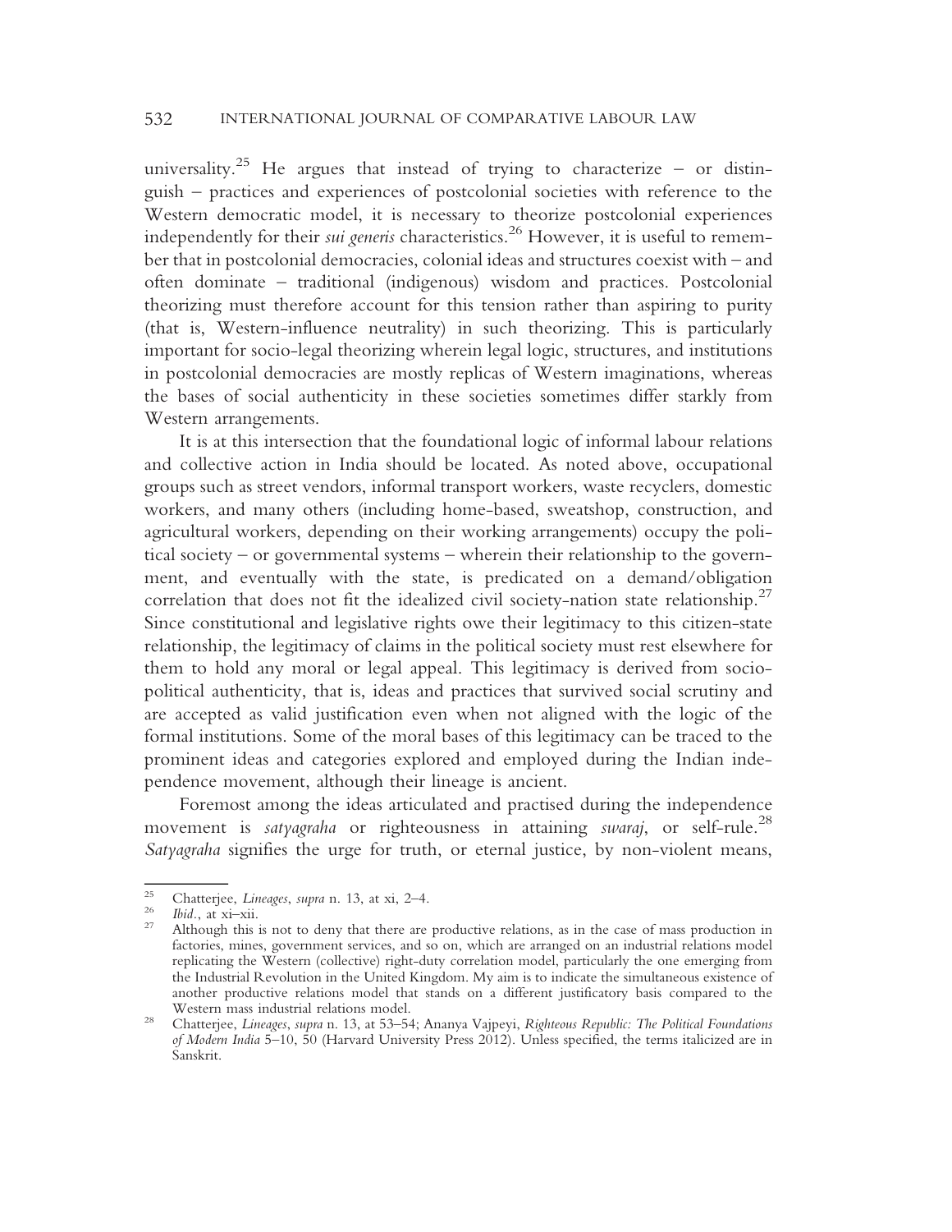universality.[25] He argues that instead of trying to characterize – or distinguish – practices and experiences of postcolonial societies with reference to the Western democratic model, it is necessary to theorize postcolonial experiences independently for their *sui generis* characteristics.[26] However, it is useful to remember that in postcolonial democracies, colonial ideas and structures coexist with – and often dominate – traditional (indigenous) wisdom and practices. Postcolonial theorizing must therefore account for this tension rather than aspiring to purity (that is, Western-influence neutrality) in such theorizing. This is particularly important for socio-legal theorizing wherein legal logic, structures, and institutions in postcolonial democracies are mostly replicas of Western imaginations, whereas the bases of social authenticity in these societies sometimes differ starkly from Western arrangements.

It is at this intersection that the foundational logic of informal labour relations and collective action in India should be located. As noted above, occupational groups such as street vendors, informal transport workers, waste recyclers, domestic workers, and many others (including home-based, sweatshop, construction, and agricultural workers, depending on their working arrangements) occupy the political society – or governmental systems – wherein their relationship to the government, and eventually with the state, is predicated on a demand/obligation correlation that does not fit the idealized civil society-nation state relationship.[27] Since constitutional and legislative rights owe their legitimacy to this citizen-state relationship, the legitimacy of claims in the political society must rest elsewhere for them to hold any moral or legal appeal. This legitimacy is derived from socio-political authenticity, that is, ideas and practices that survived social scrutiny and are accepted as valid justification even when not aligned with the logic of the formal institutions. Some of the moral bases of this legitimacy can be traced to the prominent ideas and categories explored and employed during the Indian independence movement, although their lineage is ancient.

Foremost among the ideas articulated and practised during the independence movement is *satyagraha* or righteousness in attaining *swaraj*, or self-rule.[28] *Satyagraha* signifies the urge for truth, or eternal justice, by non-violent means,

---

[25] Chatterjee, *Lineages*, *supra* n. 13, at xi, 2–4.

[26] *Ibid*., at xi–xii.

[27] Although this is not to deny that there are productive relations, as in the case of mass production in factories, mines, government services, and so on, which are arranged on an industrial relations model replicating the Western (collective) right-duty correlation model, particularly the one emerging from the Industrial Revolution in the United Kingdom. My aim is to indicate the simultaneous existence of another productive relations model that stands on a different justificatory basis compared to the Western mass industrial relations model.

[28] Chatterjee, *Lineages*, *supra* n. 13, at 53–54; Ananya Vajpeyi, *Righteous Republic: The Political Foundations of Modern India* 5–10, 50 (Harvard University Press 2012). Unless specified, the terms italicized are in Sanskrit.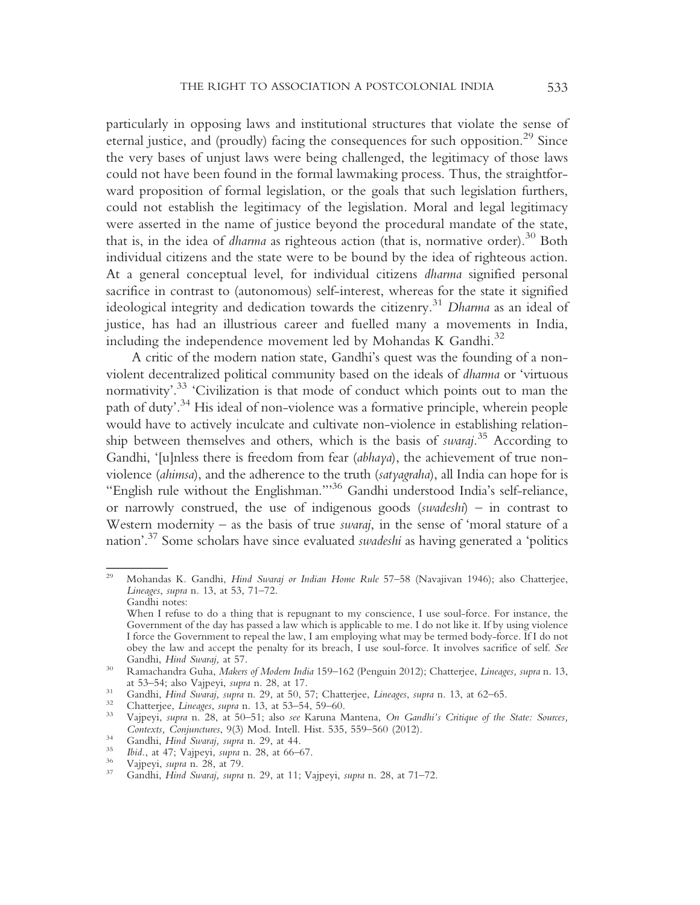particularly in opposing laws and institutional structures that violate the sense of eternal justice, and (proudly) facing the consequences for such opposition.[29] Since the very bases of unjust laws were being challenged, the legitimacy of those laws could not have been found in the formal lawmaking process. Thus, the straightforward proposition of formal legislation, or the goals that such legislation furthers, could not establish the legitimacy of the legislation. Moral and legal legitimacy were asserted in the name of justice beyond the procedural mandate of the state, that is, in the idea of *dharma* as righteous action (that is, normative order).[30] Both individual citizens and the state were to be bound by the idea of righteous action. At a general conceptual level, for individual citizens *dharma* signified personal sacrifice in contrast to (autonomous) self-interest, whereas for the state it signified ideological integrity and dedication towards the citizenry.[31] *Dharma* as an ideal of justice, has had an illustrious career and fuelled many a movements in India, including the independence movement led by Mohandas K Gandhi.[32]

A critic of the modern nation state, Gandhi's quest was the founding of a non-violent decentralized political community based on the ideals of *dharma* or 'virtuous normativity'.[33] 'Civilization is that mode of conduct which points out to man the path of duty'.[34] His ideal of non-violence was a formative principle, wherein people would have to actively inculcate and cultivate non-violence in establishing relationship between themselves and others, which is the basis of *swaraj*.[35] According to Gandhi, '[u]nless there is freedom from fear (*abhaya*), the achievement of true non-violence (*ahimsa*), and the adherence to the truth (*satyagraha*), all India can hope for is "English rule without the Englishman."'[36] Gandhi understood India's self-reliance, or narrowly construed, the use of indigenous goods (*swadeshi*) – in contrast to Western modernity – as the basis of true *swaraj*, in the sense of 'moral stature of a nation'.[37] Some scholars have since evaluated *swadeshi* as having generated a 'politics

---

[29] Mohandas K. Gandhi, *Hind Swaraj or Indian Home Rule* 57–58 (Navajivan 1946); also Chatterjee, *Lineages*, *supra* n. 13, at 53, 71–72.
Gandhi notes:
When I refuse to do a thing that is repugnant to my conscience, I use soul-force. For instance, the Government of the day has passed a law which is applicable to me. I do not like it. If by using violence I force the Government to repeal the law, I am employing what may be termed body-force. If I do not obey the law and accept the penalty for its breach, I use soul-force. It involves sacrifice of self. *See* Gandhi, *Hind Swaraj,* at 57.

[30] Ramachandra Guha, *Makers of Modern India* 159–162 (Penguin 2012); Chatterjee, *Lineages, supra* n. 13, at 53–54; also Vajpeyi, *supra* n. 28, at 17.

[31] Gandhi, *Hind Swaraj, supra* n. 29, at 50, 57; Chatterjee, *Lineages*, *supra* n. 13, at 62–65.

[32] Chatterjee, *Lineages*, *supra* n. 13, at 53–54, 59–60.

[33] Vajpeyi, *supra* n. 28, at 50–51; also *see* Karuna Mantena, *On Gandhi's Critique of the State: Sources, Contexts, Conjunctures*, 9(3) Mod. Intell. Hist. 535, 559–560 (2012).

[34] Gandhi, *Hind Swaraj, supra* n. 29, at 44.

[35] *Ibid*., at 47; Vajpeyi, *supra* n. 28, at 66–67.

[36] Vajpeyi, *supra* n. 28, at 79.

[37] Gandhi, *Hind Swaraj, supra* n. 29, at 11; Vajpeyi, *supra* n. 28, at 71–72.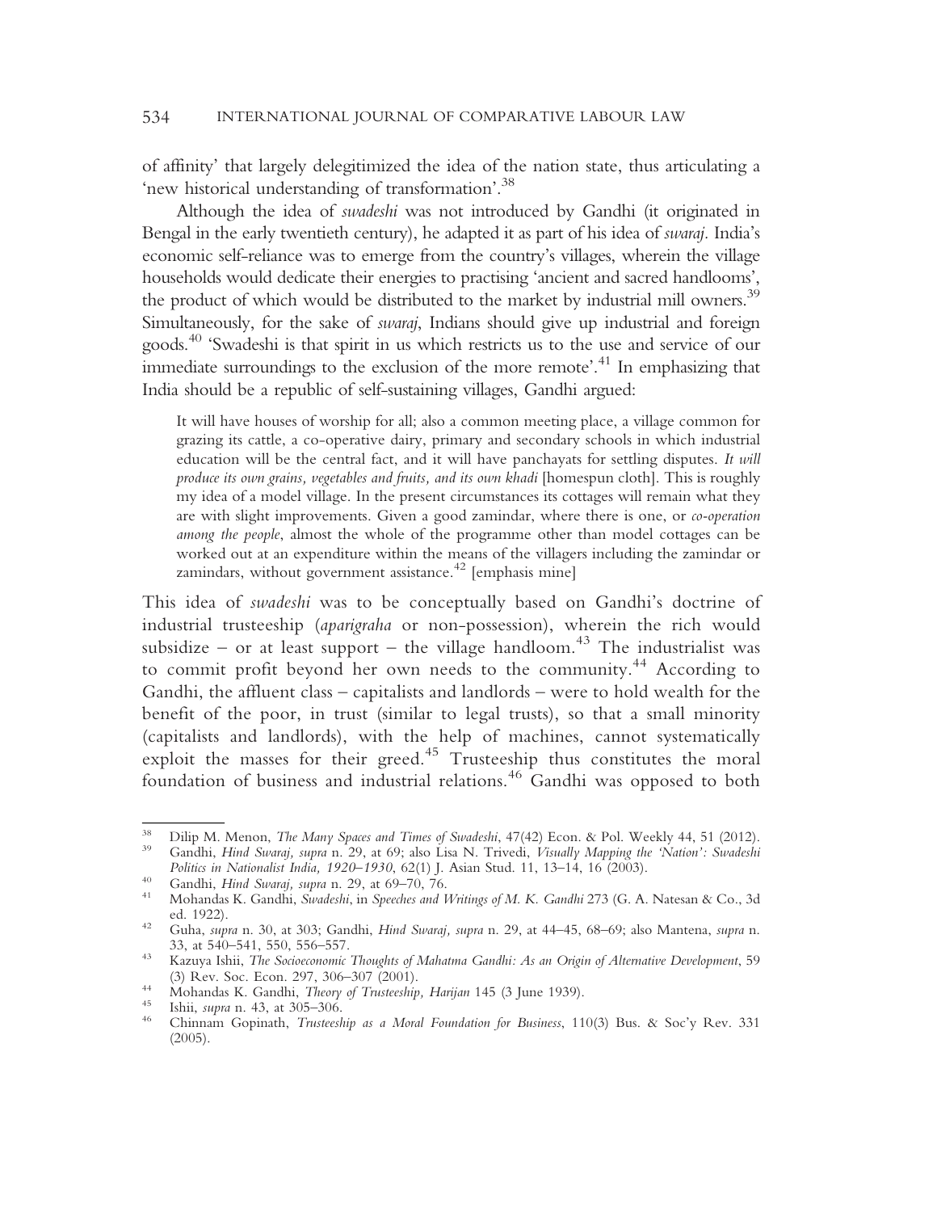of affinity' that largely delegitimized the idea of the nation state, thus articulating a 'new historical understanding of transformation'.[38]

Although the idea of *swadeshi* was not introduced by Gandhi (it originated in Bengal in the early twentieth century), he adapted it as part of his idea of *swaraj*. India's economic self-reliance was to emerge from the country's villages, wherein the village households would dedicate their energies to practising 'ancient and sacred handlooms', the product of which would be distributed to the market by industrial mill owners.[39] Simultaneously, for the sake of *swaraj*, Indians should give up industrial and foreign goods.[40] 'Swadeshi is that spirit in us which restricts us to the use and service of our immediate surroundings to the exclusion of the more remote'.[41] In emphasizing that India should be a republic of self-sustaining villages, Gandhi argued:

> It will have houses of worship for all; also a common meeting place, a village common for grazing its cattle, a co-operative dairy, primary and secondary schools in which industrial education will be the central fact, and it will have panchayats for settling disputes. *It will produce its own grains, vegetables and fruits, and its own khadi* [homespun cloth]. This is roughly my idea of a model village. In the present circumstances its cottages will remain what they are with slight improvements. Given a good zamindar, where there is one, or *co-operation among the people*, almost the whole of the programme other than model cottages can be worked out at an expenditure within the means of the villagers including the zamindar or zamindars, without government assistance.[42] [emphasis mine]

This idea of *swadeshi* was to be conceptually based on Gandhi's doctrine of industrial trusteeship (*aparigraha* or non-possession), wherein the rich would subsidize – or at least support – the village handloom.[43] The industrialist was to commit profit beyond her own needs to the community.[44] According to Gandhi, the affluent class – capitalists and landlords – were to hold wealth for the benefit of the poor, in trust (similar to legal trusts), so that a small minority (capitalists and landlords), with the help of machines, cannot systematically exploit the masses for their greed.[45] Trusteeship thus constitutes the moral foundation of business and industrial relations.[46] Gandhi was opposed to both

---

[38] Dilip M. Menon, *The Many Spaces and Times of Swadeshi*, 47(42) Econ. & Pol. Weekly 44, 51 (2012).

[39] Gandhi, *Hind Swaraj, supra* n. 29, at 69; also Lisa N. Trivedi, *Visually Mapping the 'Nation': Swadeshi Politics in Nationalist India, 1920–1930*, 62(1) J. Asian Stud. 11, 13–14, 16 (2003).

[40] Gandhi, *Hind Swaraj, supra* n. 29, at 69–70, 76.

[41] Mohandas K. Gandhi, *Swadeshi*, in *Speeches and Writings of M. K. Gandhi* 273 (G. A. Natesan & Co., 3d ed. 1922).

[42] Guha, *supra* n. 30, at 303; Gandhi, *Hind Swaraj, supra* n. 29, at 44–45, 68–69; also Mantena, *supra* n. 33, at 540–541, 550, 556–557.

[43] Kazuya Ishii, *The Socioeconomic Thoughts of Mahatma Gandhi: As an Origin of Alternative Development*, 59 (3) Rev. Soc. Econ. 297, 306–307 (2001).

[44] Mohandas K. Gandhi, *Theory of Trusteeship, Harijan* 145 (3 June 1939).

[45] Ishii, *supra* n. 43, at 305–306.

[46] Chinnam Gopinath, *Trusteeship as a Moral Foundation for Business*, 110(3) Bus. & Soc'y Rev. 331 (2005).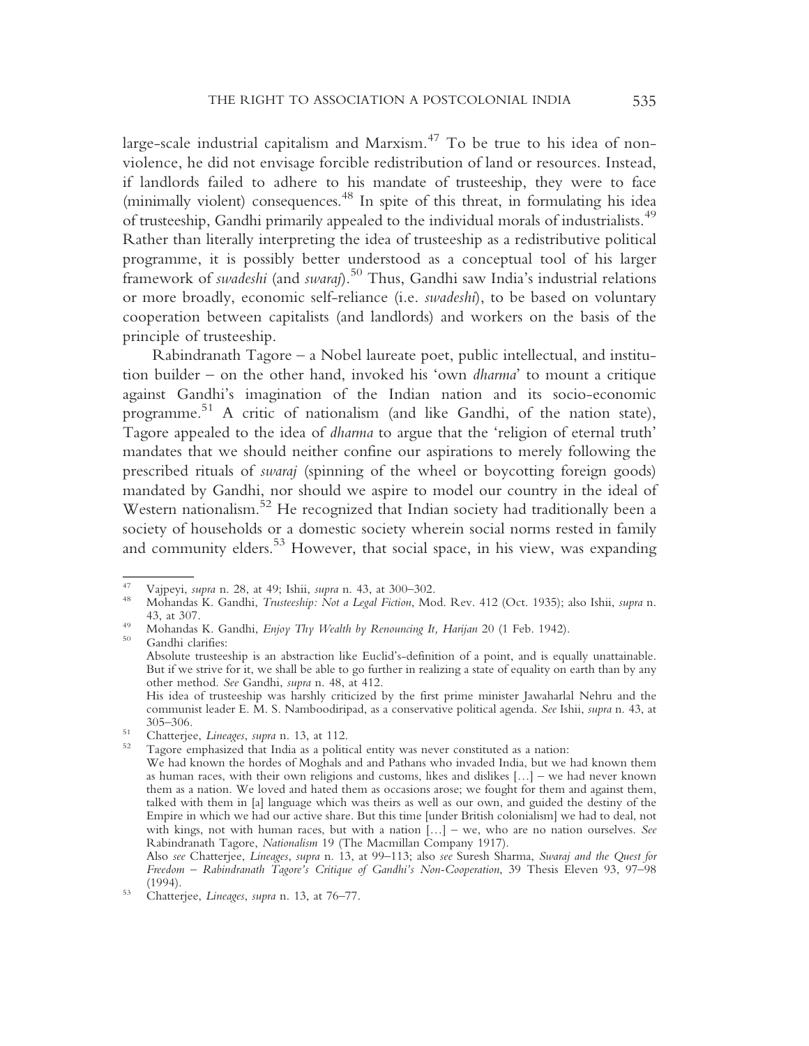large-scale industrial capitalism and Marxism.[47] To be true to his idea of non-violence, he did not envisage forcible redistribution of land or resources. Instead, if landlords failed to adhere to his mandate of trusteeship, they were to face (minimally violent) consequences.[48] In spite of this threat, in formulating his idea of trusteeship, Gandhi primarily appealed to the individual morals of industrialists.[49] Rather than literally interpreting the idea of trusteeship as a redistributive political programme, it is possibly better understood as a conceptual tool of his larger framework of *swadeshi* (and *swaraj*).[50] Thus, Gandhi saw India's industrial relations or more broadly, economic self-reliance (i.e. *swadeshi*), to be based on voluntary cooperation between capitalists (and landlords) and workers on the basis of the principle of trusteeship.

Rabindranath Tagore – a Nobel laureate poet, public intellectual, and institution builder – on the other hand, invoked his 'own *dharma*' to mount a critique against Gandhi's imagination of the Indian nation and its socio-economic programme.[51] A critic of nationalism (and like Gandhi, of the nation state), Tagore appealed to the idea of *dharma* to argue that the 'religion of eternal truth' mandates that we should neither confine our aspirations to merely following the prescribed rituals of *swaraj* (spinning of the wheel or boycotting foreign goods) mandated by Gandhi, nor should we aspire to model our country in the ideal of Western nationalism.[52] He recognized that Indian society had traditionally been a society of households or a domestic society wherein social norms rested in family and community elders.[53] However, that social space, in his view, was expanding

---

[47] Vajpeyi, *supra* n. 28, at 49; Ishii, *supra* n. 43, at 300–302.

[48] Mohandas K. Gandhi, *Trusteeship: Not a Legal Fiction*, Mod. Rev. 412 (Oct. 1935); also Ishii, *supra* n. 43, at 307.

[49] Mohandas K. Gandhi, *Enjoy Thy Wealth by Renouncing It, Harijan* 20 (1 Feb. 1942).

[50] Gandhi clarifies:
Absolute trusteeship is an abstraction like Euclid's-definition of a point, and is equally unattainable. But if we strive for it, we shall be able to go further in realizing a state of equality on earth than by any other method. *See* Gandhi, *supra* n. 48, at 412.
His idea of trusteeship was harshly criticized by the first prime minister Jawaharlal Nehru and the communist leader E. M. S. Namboodiripad, as a conservative political agenda. *See* Ishii, *supra* n. 43, at 305–306.

[51] Chatterjee, *Lineages*, *supra* n. 13, at 112.

[52] Tagore emphasized that India as a political entity was never constituted as a nation:
We had known the hordes of Moghals and and Pathans who invaded India, but we had known them as human races, with their own religions and customs, likes and dislikes […] – we had never known them as a nation. We loved and hated them as occasions arose; we fought for them and against them, talked with them in [a] language which was theirs as well as our own, and guided the destiny of the Empire in which we had our active share. But this time [under British colonialism] we had to deal, not with kings, not with human races, but with a nation […] – we, who are no nation ourselves. *See* Rabindranath Tagore, *Nationalism* 19 (The Macmillan Company 1917).
Also *see* Chatterjee, *Lineages*, *supra* n. 13, at 99–113; also *see* Suresh Sharma, *Swaraj and the Quest for Freedom – Rabindranath Tagore's Critique of Gandhi's Non-Cooperation*, 39 Thesis Eleven 93, 97–98 (1994).

[53] Chatterjee, *Lineages*, *supra* n. 13, at 76–77.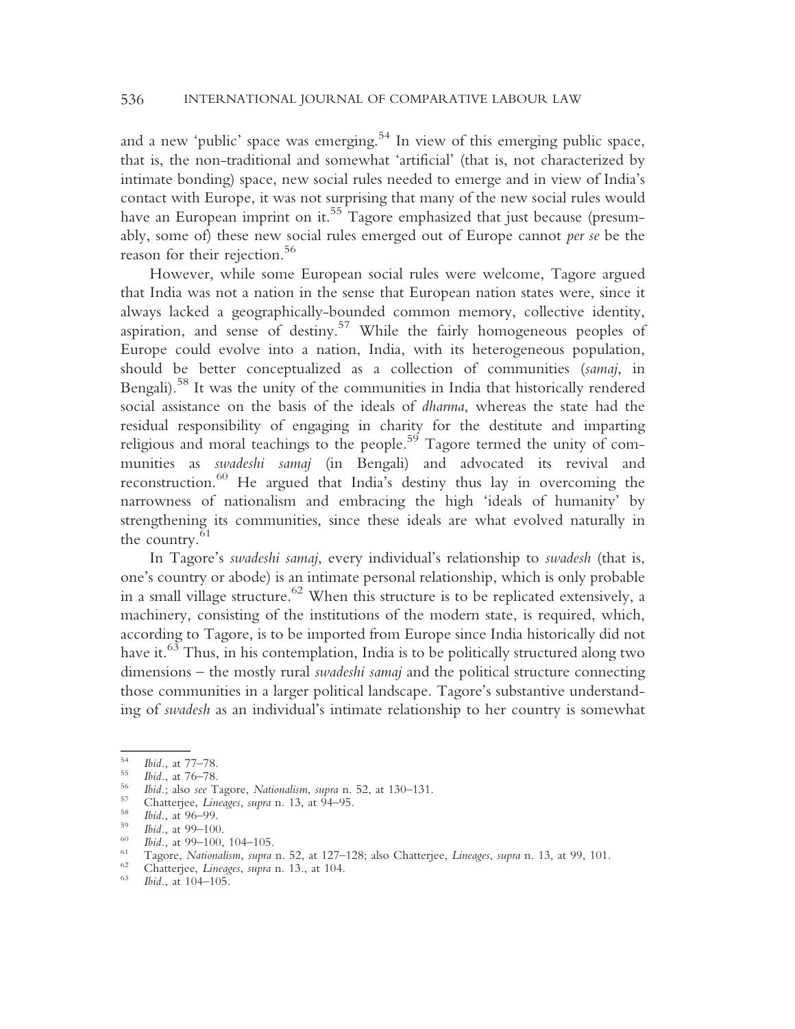and a new 'public' space was emerging.[54] In view of this emerging public space, that is, the non-traditional and somewhat 'artificial' (that is, not characterized by intimate bonding) space, new social rules needed to emerge and in view of India's contact with Europe, it was not surprising that many of the new social rules would have an European imprint on it.[55] Tagore emphasized that just because (presumably, some of) these new social rules emerged out of Europe cannot *per se* be the reason for their rejection.[56]

However, while some European social rules were welcome, Tagore argued that India was not a nation in the sense that European nation states were, since it always lacked a geographically-bounded common memory, collective identity, aspiration, and sense of destiny.[57] While the fairly homogeneous peoples of Europe could evolve into a nation, India, with its heterogeneous population, should be better conceptualized as a collection of communities (*samaj*, in Bengali).[58] It was the unity of the communities in India that historically rendered social assistance on the basis of the ideals of *dharma*, whereas the state had the residual responsibility of engaging in charity for the destitute and imparting religious and moral teachings to the people.[59] Tagore termed the unity of communities as *swadeshi samaj* (in Bengali) and advocated its revival and reconstruction.[60] He argued that India's destiny thus lay in overcoming the narrowness of nationalism and embracing the high 'ideals of humanity' by strengthening its communities, since these ideals are what evolved naturally in the country.[61]

In Tagore's *swadeshi samaj*, every individual's relationship to *swadesh* (that is, one's country or abode) is an intimate personal relationship, which is only probable in a small village structure.[62] When this structure is to be replicated extensively, a machinery, consisting of the institutions of the modern state, is required, which, according to Tagore, is to be imported from Europe since India historically did not have it.[63] Thus, in his contemplation, India is to be politically structured along two dimensions – the mostly rural *swadeshi samaj* and the political structure connecting those communities in a larger political landscape. Tagore's substantive understanding of *swadesh* as an individual's intimate relationship to her country is somewhat

---

[54] *Ibid*., at 77–78.

[55] *Ibid*., at 76–78.

[56] *Ibid*.; also *see* Tagore, *Nationalism*, *supra* n. 52, at 130–131.

[57] Chatterjee, *Lineages*, *supra* n. 13, at 94–95.

[58] *Ibid*., at 96–99.

[59] *Ibid*., at 99–100.

[60] *Ibid*., at 99–100, 104–105.

[61] Tagore, *Nationalism*, *supra* n. 52, at 127–128; also Chatterjee, *Lineages*, *supra* n. 13, at 99, 101.

[62] Chatterjee, *Lineages*, *supra* n. 13., at 104.

[63] *Ibid*., at 104–105.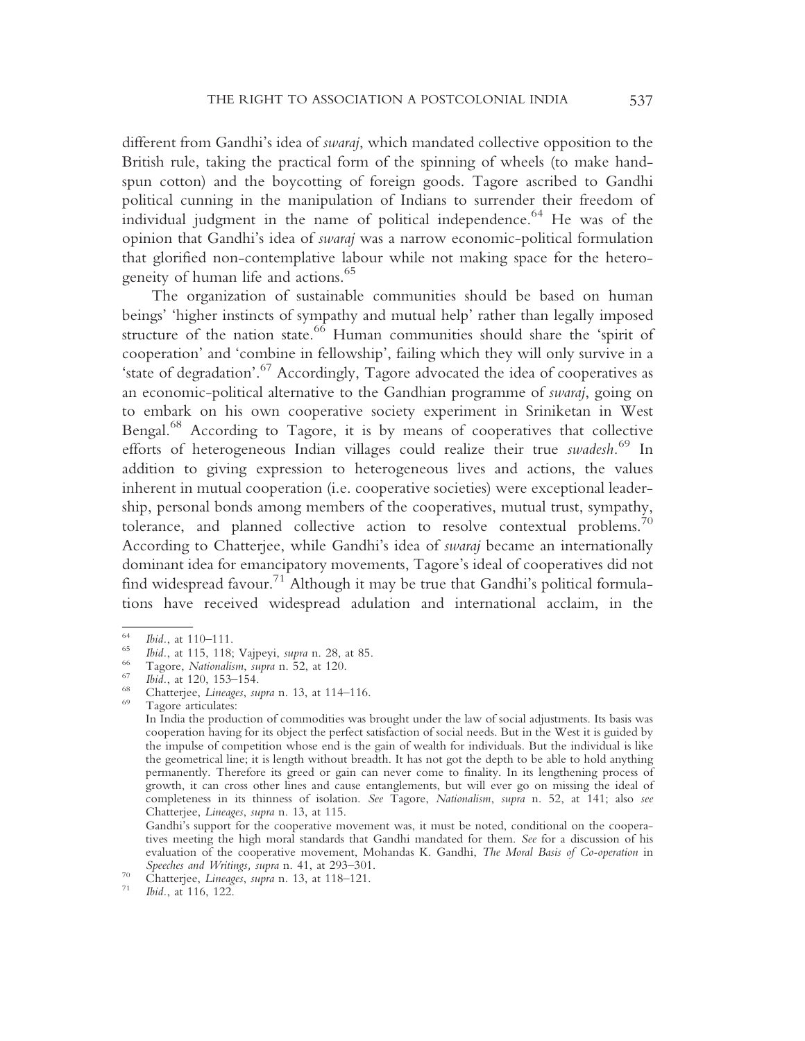different from Gandhi's idea of *swaraj*, which mandated collective opposition to the British rule, taking the practical form of the spinning of wheels (to make hand-spun cotton) and the boycotting of foreign goods. Tagore ascribed to Gandhi political cunning in the manipulation of Indians to surrender their freedom of individual judgment in the name of political independence.[64] He was of the opinion that Gandhi's idea of *swaraj* was a narrow economic-political formulation that glorified non-contemplative labour while not making space for the heterogeneity of human life and actions.[65]

The organization of sustainable communities should be based on human beings' 'higher instincts of sympathy and mutual help' rather than legally imposed structure of the nation state.[66] Human communities should share the 'spirit of cooperation' and 'combine in fellowship', failing which they will only survive in a 'state of degradation'.[67] Accordingly, Tagore advocated the idea of cooperatives as an economic-political alternative to the Gandhian programme of *swaraj*, going on to embark on his own cooperative society experiment in Sriniketan in West Bengal.[68] According to Tagore, it is by means of cooperatives that collective efforts of heterogeneous Indian villages could realize their true *swadesh*.[69] In addition to giving expression to heterogeneous lives and actions, the values inherent in mutual cooperation (i.e. cooperative societies) were exceptional leadership, personal bonds among members of the cooperatives, mutual trust, sympathy, tolerance, and planned collective action to resolve contextual problems.[70] According to Chatterjee, while Gandhi's idea of *swaraj* became an internationally dominant idea for emancipatory movements, Tagore's ideal of cooperatives did not find widespread favour.[71] Although it may be true that Gandhi's political formulations have received widespread adulation and international acclaim, in the

---

[64] *Ibid*., at 110–111.

[65] *Ibid*., at 115, 118; Vajpeyi, *supra* n. 28, at 85.

[66] Tagore, *Nationalism*, *supra* n. 52, at 120.

[67] *Ibid*., at 120, 153–154.

[68] Chatterjee, *Lineages*, *supra* n. 13, at 114–116.

[69] Tagore articulates:

In India the production of commodities was brought under the law of social adjustments. Its basis was cooperation having for its object the perfect satisfaction of social needs. But in the West it is guided by the impulse of competition whose end is the gain of wealth for individuals. But the individual is like the geometrical line; it is length without breadth. It has not got the depth to be able to hold anything permanently. Therefore its greed or gain can never come to finality. In its lengthening process of growth, it can cross other lines and cause entanglements, but will ever go on missing the ideal of completeness in its thinness of isolation. *See* Tagore, *Nationalism*, *supra* n. 52, at 141; also *see* Chatterjee, *Lineages*, *supra* n. 13, at 115.

Gandhi's support for the cooperative movement was, it must be noted, conditional on the cooperatives meeting the high moral standards that Gandhi mandated for them. *See* for a discussion of his evaluation of the cooperative movement, Mohandas K. Gandhi, *The Moral Basis of Co-operation* in *Speeches and Writings, supra* n. 41, at 293–301.

[70] Chatterjee, *Lineages*, *supra* n. 13, at 118–121.

[71] *Ibid*., at 116, 122.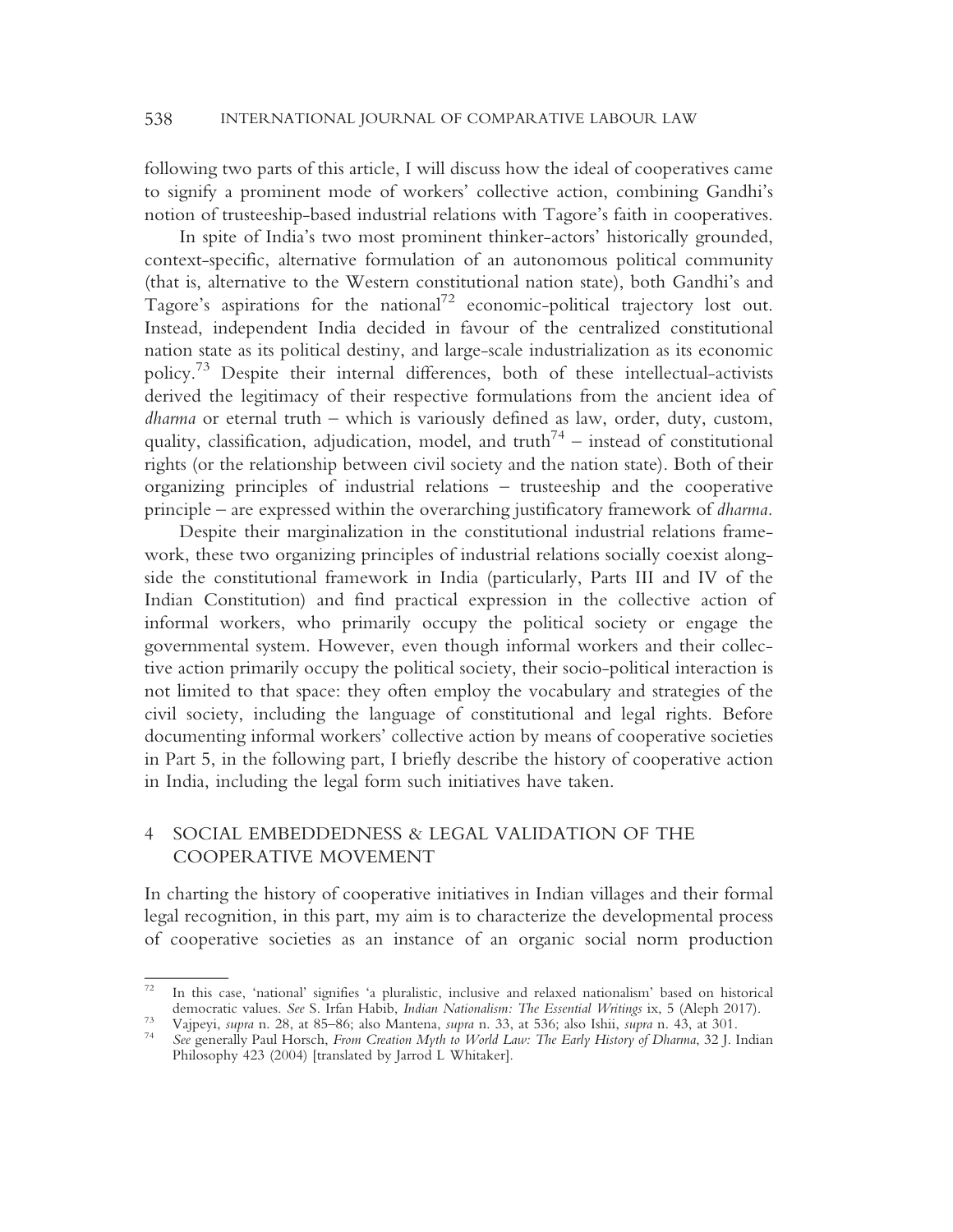following two parts of this article, I will discuss how the ideal of cooperatives came to signify a prominent mode of workers' collective action, combining Gandhi's notion of trusteeship-based industrial relations with Tagore's faith in cooperatives.

In spite of India's two most prominent thinker-actors' historically grounded, context-specific, alternative formulation of an autonomous political community (that is, alternative to the Western constitutional nation state), both Gandhi's and Tagore's aspirations for the national[72] economic-political trajectory lost out. Instead, independent India decided in favour of the centralized constitutional nation state as its political destiny, and large-scale industrialization as its economic policy.[73] Despite their internal differences, both of these intellectual-activists derived the legitimacy of their respective formulations from the ancient idea of *dharma* or eternal truth – which is variously defined as law, order, duty, custom, quality, classification, adjudication, model, and truth[74] – instead of constitutional rights (or the relationship between civil society and the nation state). Both of their organizing principles of industrial relations – trusteeship and the cooperative principle – are expressed within the overarching justificatory framework of *dharma*.

Despite their marginalization in the constitutional industrial relations framework, these two organizing principles of industrial relations socially coexist alongside the constitutional framework in India (particularly, Parts III and IV of the Indian Constitution) and find practical expression in the collective action of informal workers, who primarily occupy the political society or engage the governmental system. However, even though informal workers and their collective action primarily occupy the political society, their socio-political interaction is not limited to that space: they often employ the vocabulary and strategies of the civil society, including the language of constitutional and legal rights. Before documenting informal workers' collective action by means of cooperative societies in Part 5, in the following part, I briefly describe the history of cooperative action in India, including the legal form such initiatives have taken.

## 4 SOCIAL EMBEDDEDNESS & LEGAL VALIDATION OF THE COOPERATIVE MOVEMENT

In charting the history of cooperative initiatives in Indian villages and their formal legal recognition, in this part, my aim is to characterize the developmental process of cooperative societies as an instance of an organic social norm production

---

[72] In this case, 'national' signifies 'a pluralistic, inclusive and relaxed nationalism' based on historical democratic values. *See* S. Irfan Habib, *Indian Nationalism: The Essential Writings* ix, 5 (Aleph 2017).

[73] Vajpeyi, *supra* n. 28, at 85–86; also Mantena, *supra* n. 33, at 536; also Ishii, *supra* n. 43, at 301.

[74] *See* generally Paul Horsch, *From Creation Myth to World Law: The Early History of Dharma*, 32 J. Indian Philosophy 423 (2004) [translated by Jarrod L Whitaker].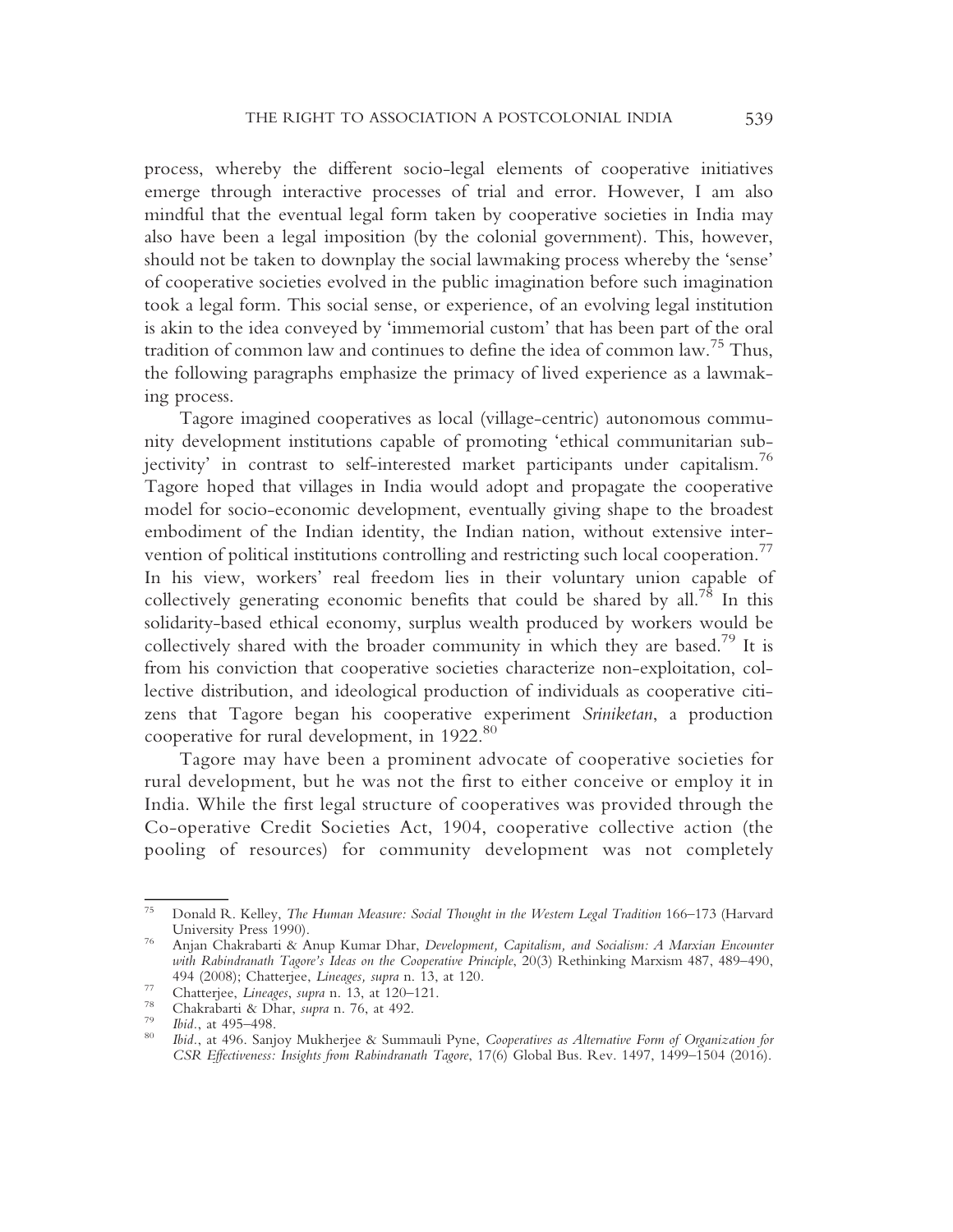process, whereby the different socio-legal elements of cooperative initiatives emerge through interactive processes of trial and error. However, I am also mindful that the eventual legal form taken by cooperative societies in India may also have been a legal imposition (by the colonial government). This, however, should not be taken to downplay the social lawmaking process whereby the 'sense' of cooperative societies evolved in the public imagination before such imagination took a legal form. This social sense, or experience, of an evolving legal institution is akin to the idea conveyed by 'immemorial custom' that has been part of the oral tradition of common law and continues to define the idea of common law.[75] Thus, the following paragraphs emphasize the primacy of lived experience as a lawmaking process.

Tagore imagined cooperatives as local (village-centric) autonomous community development institutions capable of promoting 'ethical communitarian subjectivity' in contrast to self-interested market participants under capitalism.[76] Tagore hoped that villages in India would adopt and propagate the cooperative model for socio-economic development, eventually giving shape to the broadest embodiment of the Indian identity, the Indian nation, without extensive intervention of political institutions controlling and restricting such local cooperation.[77] In his view, workers' real freedom lies in their voluntary union capable of collectively generating economic benefits that could be shared by all.[78] In this solidarity-based ethical economy, surplus wealth produced by workers would be collectively shared with the broader community in which they are based.[79] It is from his conviction that cooperative societies characterize non-exploitation, collective distribution, and ideological production of individuals as cooperative citizens that Tagore began his cooperative experiment *Sriniketan*, a production cooperative for rural development, in 1922.[80]

Tagore may have been a prominent advocate of cooperative societies for rural development, but he was not the first to either conceive or employ it in India. While the first legal structure of cooperatives was provided through the Co-operative Credit Societies Act, 1904, cooperative collective action (the pooling of resources) for community development was not completely

---

[75] Donald R. Kelley, *The Human Measure: Social Thought in the Western Legal Tradition* 166–173 (Harvard University Press 1990).

[76] Anjan Chakrabarti & Anup Kumar Dhar, *Development, Capitalism, and Socialism: A Marxian Encounter with Rabindranath Tagore's Ideas on the Cooperative Principle*, 20(3) Rethinking Marxism 487, 489–490, 494 (2008); Chatterjee, *Lineages, supra* n. 13, at 120.

[77] Chatterjee, *Lineages, supra* n. 13, at 120–121.

[78] Chakrabarti & Dhar, *supra* n. 76, at 492.

[79] *Ibid*., at 495–498.

[80] *Ibid*., at 496. Sanjoy Mukherjee & Summauli Pyne, *Cooperatives as Alternative Form of Organization for CSR Effectiveness: Insights from Rabindranath Tagore*, 17(6) Global Bus. Rev. 1497, 1499–1504 (2016).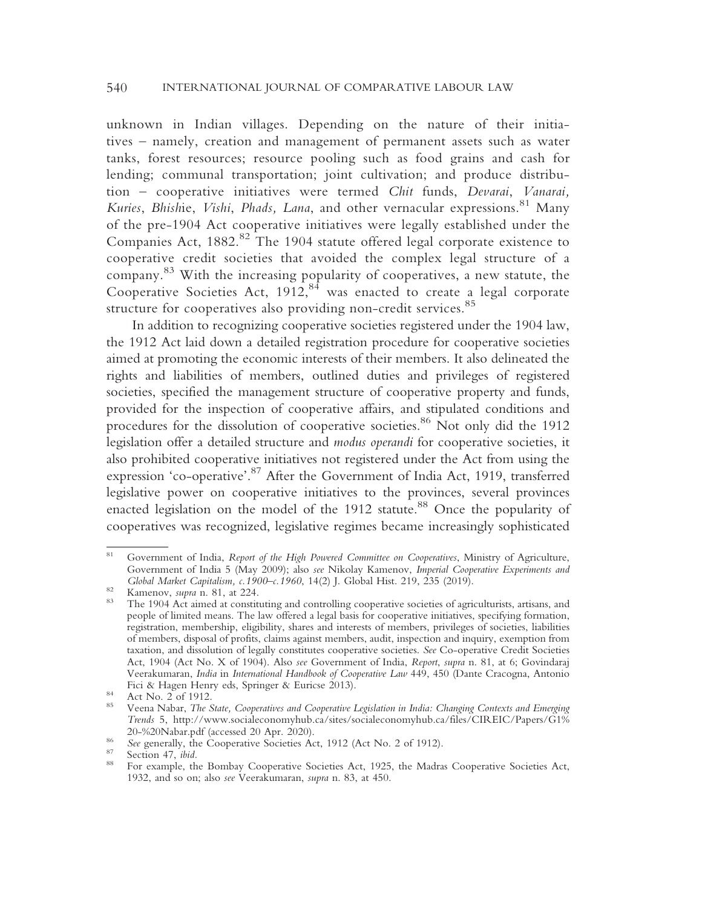unknown in Indian villages. Depending on the nature of their initiatives – namely, creation and management of permanent assets such as water tanks, forest resources; resource pooling such as food grains and cash for lending; communal transportation; joint cultivation; and produce distribution – cooperative initiatives were termed *Chit* funds, *Devarai*, *Vanarai, Kuries*, *Bhishi*e, *Vishi*, *Phads, Lana*, and other vernacular expressions.[81] Many of the pre-1904 Act cooperative initiatives were legally established under the Companies Act, 1882.[82] The 1904 statute offered legal corporate existence to cooperative credit societies that avoided the complex legal structure of a company.[83] With the increasing popularity of cooperatives, a new statute, the Cooperative Societies Act, 1912,[84] was enacted to create a legal corporate structure for cooperatives also providing non-credit services.[85]

In addition to recognizing cooperative societies registered under the 1904 law, the 1912 Act laid down a detailed registration procedure for cooperative societies aimed at promoting the economic interests of their members. It also delineated the rights and liabilities of members, outlined duties and privileges of registered societies, specified the management structure of cooperative property and funds, provided for the inspection of cooperative affairs, and stipulated conditions and procedures for the dissolution of cooperative societies.[86] Not only did the 1912 legislation offer a detailed structure and *modus operandi* for cooperative societies, it also prohibited cooperative initiatives not registered under the Act from using the expression 'co-operative'.[87] After the Government of India Act, 1919, transferred legislative power on cooperative initiatives to the provinces, several provinces enacted legislation on the model of the 1912 statute.[88] Once the popularity of cooperatives was recognized, legislative regimes became increasingly sophisticated

---

[81] Government of India, *Report of the High Powered Committee on Cooperatives*, Ministry of Agriculture, Government of India 5 (May 2009); also *see* Nikolay Kamenov, *Imperial Cooperative Experiments and Global Market Capitalism, c.1900–c.1960*, 14(2) J. Global Hist. 219, 235 (2019).

[82] Kamenov, *supra* n. 81, at 224.

[83] The 1904 Act aimed at constituting and controlling cooperative societies of agriculturists, artisans, and people of limited means. The law offered a legal basis for cooperative initiatives, specifying formation, registration, membership, eligibility, shares and interests of members, privileges of societies, liabilities of members, disposal of profits, claims against members, audit, inspection and inquiry, exemption from taxation, and dissolution of legally constitutes cooperative societies. *See* Co-operative Credit Societies Act, 1904 (Act No. X of 1904). Also *see* Government of India, *Report*, *supra* n. 81, at 6; Govindaraj Veerakumaran, *India* in *International Handbook of Cooperative Law* 449, 450 (Dante Cracogna, Antonio Fici & Hagen Henry eds, Springer & Euricse 2013).

[84] Act No. 2 of 1912.

[85] Veena Nabar, *The State, Cooperatives and Cooperative Legislation in India: Changing Contexts and Emerging Trends* 5, http://www.socialeconomyhub.ca/sites/socialeconomyhub.ca/files/CIREIC/Papers/G1%20-%20Nabar.pdf (accessed 20 Apr. 2020).

[86] *See* generally, the Cooperative Societies Act, 1912 (Act No. 2 of 1912).

[87] Section 47, *ibid*.

[88] For example, the Bombay Cooperative Societies Act, 1925, the Madras Cooperative Societies Act, 1932, and so on; also *see* Veerakumaran, *supra* n. 83, at 450.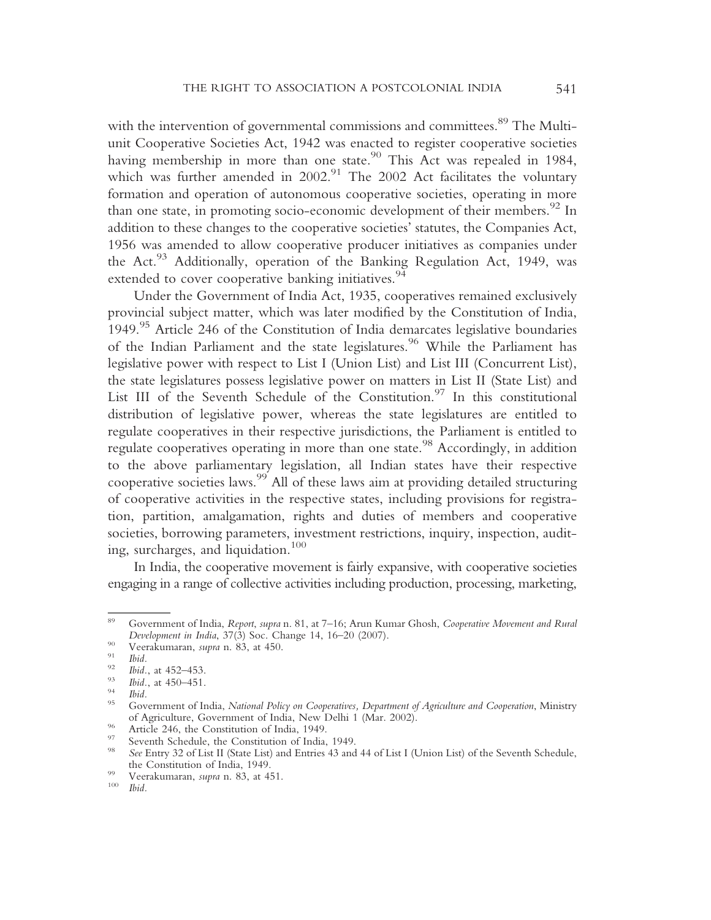with the intervention of governmental commissions and committees.[89] The Multi-unit Cooperative Societies Act, 1942 was enacted to register cooperative societies having membership in more than one state.[90] This Act was repealed in 1984, which was further amended in 2002.[91] The 2002 Act facilitates the voluntary formation and operation of autonomous cooperative societies, operating in more than one state, in promoting socio-economic development of their members.[92] In addition to these changes to the cooperative societies' statutes, the Companies Act, 1956 was amended to allow cooperative producer initiatives as companies under the Act.[93] Additionally, operation of the Banking Regulation Act, 1949, was extended to cover cooperative banking initiatives.[94]

Under the Government of India Act, 1935, cooperatives remained exclusively provincial subject matter, which was later modified by the Constitution of India, 1949.[95] Article 246 of the Constitution of India demarcates legislative boundaries of the Indian Parliament and the state legislatures.[96] While the Parliament has legislative power with respect to List I (Union List) and List III (Concurrent List), the state legislatures possess legislative power on matters in List II (State List) and List III of the Seventh Schedule of the Constitution.[97] In this constitutional distribution of legislative power, whereas the state legislatures are entitled to regulate cooperatives in their respective jurisdictions, the Parliament is entitled to regulate cooperatives operating in more than one state.[98] Accordingly, in addition to the above parliamentary legislation, all Indian states have their respective cooperative societies laws.[99] All of these laws aim at providing detailed structuring of cooperative activities in the respective states, including provisions for registration, partition, amalgamation, rights and duties of members and cooperative societies, borrowing parameters, investment restrictions, inquiry, inspection, auditing, surcharges, and liquidation.[100]

In India, the cooperative movement is fairly expansive, with cooperative societies engaging in a range of collective activities including production, processing, marketing,

---

[89] Government of India, *Report*, *supra* n. 81, at 7–16; Arun Kumar Ghosh, *Cooperative Movement and Rural Development in India*, 37(3) Soc. Change 14, 16–20 (2007).

[90] Veerakumaran, *supra* n. 83, at 450.

[91] *Ibid*.

[92] *Ibid*., at 452–453.

[93] *Ibid*., at 450–451.

[94] *Ibid*.

[95] Government of India, *National Policy on Cooperatives, Department of Agriculture and Cooperation*, Ministry of Agriculture, Government of India, New Delhi 1 (Mar. 2002).

[96] Article 246, the Constitution of India, 1949.

[97] Seventh Schedule, the Constitution of India, 1949.

[98] *See* Entry 32 of List II (State List) and Entries 43 and 44 of List I (Union List) of the Seventh Schedule, the Constitution of India, 1949.

[99] Veerakumaran, *supra* n. 83, at 451.

[100] *Ibid*.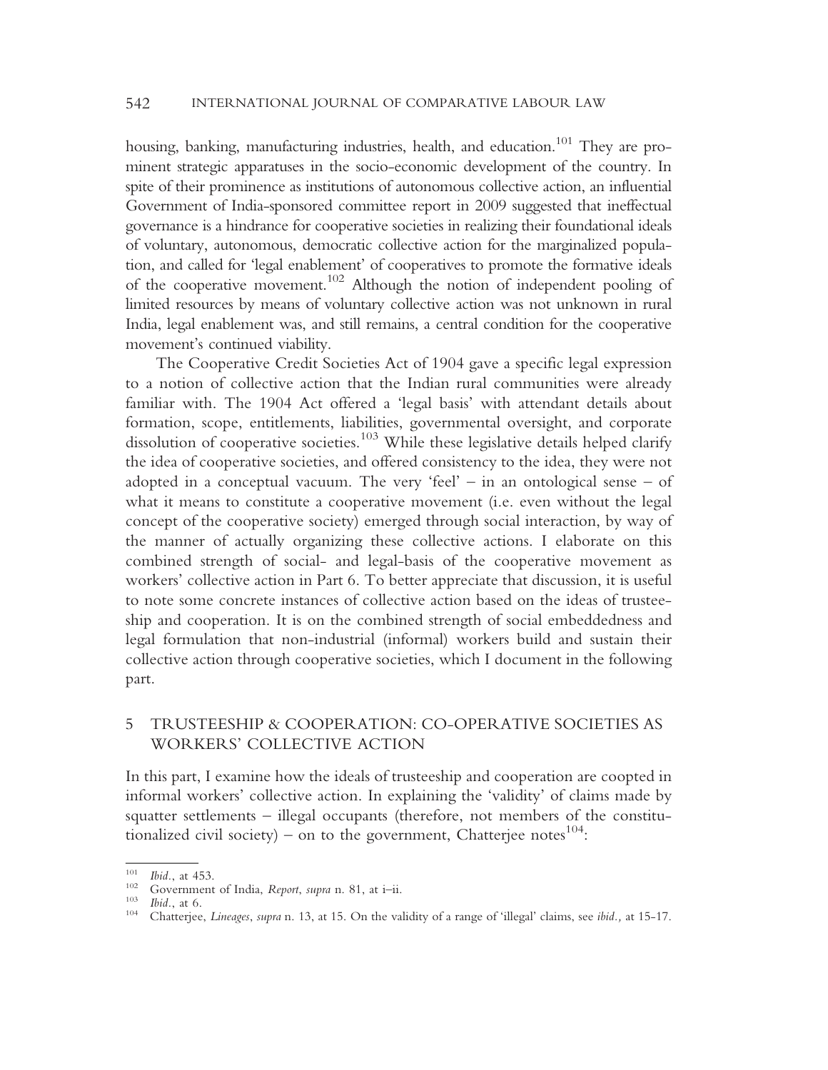housing, banking, manufacturing industries, health, and education.[101] They are prominent strategic apparatuses in the socio-economic development of the country. In spite of their prominence as institutions of autonomous collective action, an influential Government of India-sponsored committee report in 2009 suggested that ineffectual governance is a hindrance for cooperative societies in realizing their foundational ideals of voluntary, autonomous, democratic collective action for the marginalized population, and called for 'legal enablement' of cooperatives to promote the formative ideals of the cooperative movement.[102] Although the notion of independent pooling of limited resources by means of voluntary collective action was not unknown in rural India, legal enablement was, and still remains, a central condition for the cooperative movement's continued viability.

The Cooperative Credit Societies Act of 1904 gave a specific legal expression to a notion of collective action that the Indian rural communities were already familiar with. The 1904 Act offered a 'legal basis' with attendant details about formation, scope, entitlements, liabilities, governmental oversight, and corporate dissolution of cooperative societies.[103] While these legislative details helped clarify the idea of cooperative societies, and offered consistency to the idea, they were not adopted in a conceptual vacuum. The very 'feel' – in an ontological sense – of what it means to constitute a cooperative movement (i.e. even without the legal concept of the cooperative society) emerged through social interaction, by way of the manner of actually organizing these collective actions. I elaborate on this combined strength of social- and legal-basis of the cooperative movement as workers' collective action in Part 6. To better appreciate that discussion, it is useful to note some concrete instances of collective action based on the ideas of trusteeship and cooperation. It is on the combined strength of social embeddedness and legal formulation that non-industrial (informal) workers build and sustain their collective action through cooperative societies, which I document in the following part.

## 5 TRUSTEESHIP & COOPERATION: CO-OPERATIVE SOCIETIES AS WORKERS' COLLECTIVE ACTION

In this part, I examine how the ideals of trusteeship and cooperation are coopted in informal workers' collective action. In explaining the 'validity' of claims made by squatter settlements – illegal occupants (therefore, not members of the constitutionalized civil society) – on to the government, Chatterjee notes[104]:

---

[101] *Ibid.*, at 453.

[102] Government of India, *Report*, *supra* n. 81, at i–ii.

[103] *Ibid.*, at 6.

[104] Chatterjee, *Lineages*, *supra* n. 13, at 15. On the validity of a range of 'illegal' claims, see *ibid.*, at 15-17.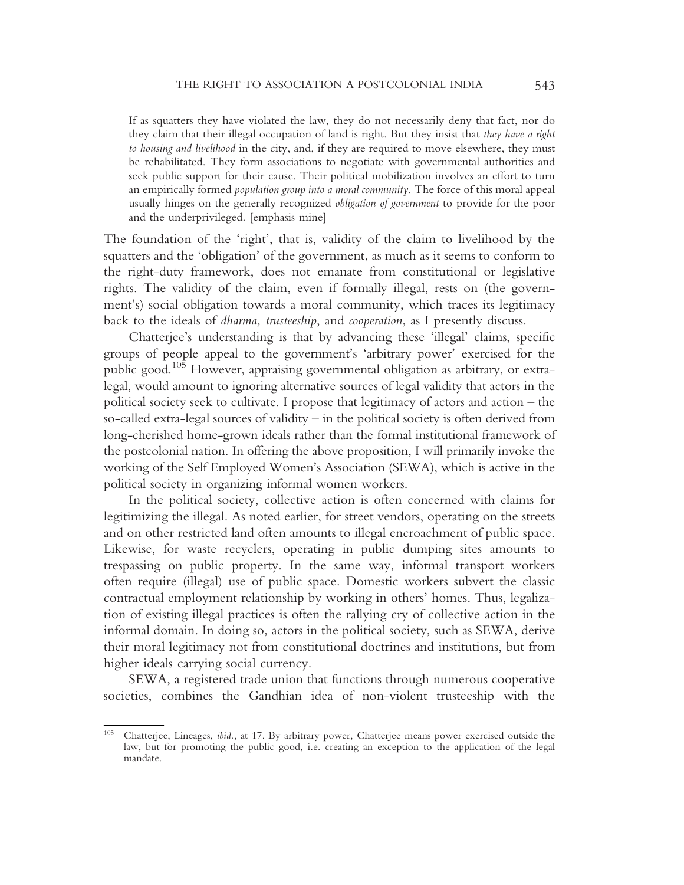> If as squatters they have violated the law, they do not necessarily deny that fact, nor do they claim that their illegal occupation of land is right. But they insist that *they have a right to housing and livelihood* in the city, and, if they are required to move elsewhere, they must be rehabilitated. They form associations to negotiate with governmental authorities and seek public support for their cause. Their political mobilization involves an effort to turn an empirically formed *population group into a moral community*. The force of this moral appeal usually hinges on the generally recognized *obligation of government* to provide for the poor and the underprivileged. [emphasis mine]

The foundation of the 'right', that is, validity of the claim to livelihood by the squatters and the 'obligation' of the government, as much as it seems to conform to the right-duty framework, does not emanate from constitutional or legislative rights. The validity of the claim, even if formally illegal, rests on (the government's) social obligation towards a moral community, which traces its legitimacy back to the ideals of *dharma, trusteeship*, and *cooperation*, as I presently discuss.

Chatterjee's understanding is that by advancing these 'illegal' claims, specific groups of people appeal to the government's 'arbitrary power' exercised for the public good.[105] However, appraising governmental obligation as arbitrary, or extra-legal, would amount to ignoring alternative sources of legal validity that actors in the political society seek to cultivate. I propose that legitimacy of actors and action – the so-called extra-legal sources of validity – in the political society is often derived from long-cherished home-grown ideals rather than the formal institutional framework of the postcolonial nation. In offering the above proposition, I will primarily invoke the working of the Self Employed Women's Association (SEWA), which is active in the political society in organizing informal women workers.

In the political society, collective action is often concerned with claims for legitimizing the illegal. As noted earlier, for street vendors, operating on the streets and on other restricted land often amounts to illegal encroachment of public space. Likewise, for waste recyclers, operating in public dumping sites amounts to trespassing on public property. In the same way, informal transport workers often require (illegal) use of public space. Domestic workers subvert the classic contractual employment relationship by working in others' homes. Thus, legalization of existing illegal practices is often the rallying cry of collective action in the informal domain. In doing so, actors in the political society, such as SEWA, derive their moral legitimacy not from constitutional doctrines and institutions, but from higher ideals carrying social currency.

SEWA, a registered trade union that functions through numerous cooperative societies, combines the Gandhian idea of non-violent trusteeship with the

[105] Chatterjee, Lineages, *ibid*., at 17. By arbitrary power, Chatterjee means power exercised outside the law, but for promoting the public good, i.e. creating an exception to the application of the legal mandate.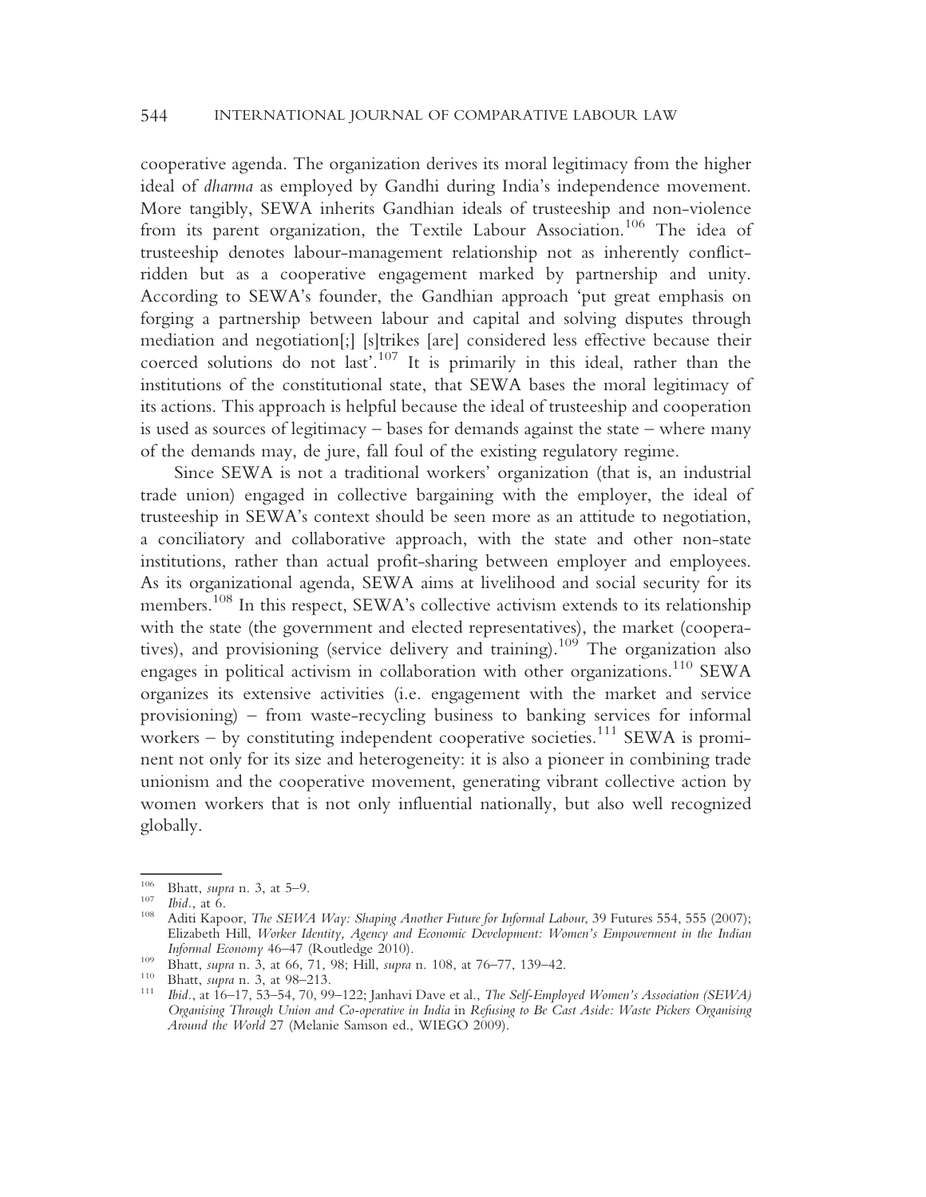cooperative agenda. The organization derives its moral legitimacy from the higher ideal of *dharma* as employed by Gandhi during India's independence movement. More tangibly, SEWA inherits Gandhian ideals of trusteeship and non-violence from its parent organization, the Textile Labour Association.[106] The idea of trusteeship denotes labour-management relationship not as inherently conflict-ridden but as a cooperative engagement marked by partnership and unity. According to SEWA's founder, the Gandhian approach 'put great emphasis on forging a partnership between labour and capital and solving disputes through mediation and negotiation[;] [s]trikes [are] considered less effective because their coerced solutions do not last'.[107] It is primarily in this ideal, rather than the institutions of the constitutional state, that SEWA bases the moral legitimacy of its actions. This approach is helpful because the ideal of trusteeship and cooperation is used as sources of legitimacy – bases for demands against the state – where many of the demands may, de jure, fall foul of the existing regulatory regime.

Since SEWA is not a traditional workers' organization (that is, an industrial trade union) engaged in collective bargaining with the employer, the ideal of trusteeship in SEWA's context should be seen more as an attitude to negotiation, a conciliatory and collaborative approach, with the state and other non-state institutions, rather than actual profit-sharing between employer and employees. As its organizational agenda, SEWA aims at livelihood and social security for its members.[108] In this respect, SEWA's collective activism extends to its relationship with the state (the government and elected representatives), the market (cooperatives), and provisioning (service delivery and training).[109] The organization also engages in political activism in collaboration with other organizations.[110] SEWA organizes its extensive activities (i.e. engagement with the market and service provisioning) – from waste-recycling business to banking services for informal workers – by constituting independent cooperative societies.[111] SEWA is prominent not only for its size and heterogeneity: it is also a pioneer in combining trade unionism and the cooperative movement, generating vibrant collective action by women workers that is not only influential nationally, but also well recognized globally.

---

[106] Bhatt, *supra* n. 3, at 5–9.

[107] *Ibid.*, at 6.

[108] Aditi Kapoor, *The SEWA Way: Shaping Another Future for Informal Labour*, 39 Futures 554, 555 (2007); Elizabeth Hill, *Worker Identity, Agency and Economic Development: Women's Empowerment in the Indian Informal Economy* 46–47 (Routledge 2010).

[109] Bhatt, *supra* n. 3, at 66, 71, 98; Hill, *supra* n. 108, at 76–77, 139–42.

[110] Bhatt, *supra* n. 3, at 98–213.

[111] *Ibid.*, at 16–17, 53–54, 70, 99–122; Janhavi Dave et al., *The Self-Employed Women's Association (SEWA) Organising Through Union and Co-operative in India* in *Refusing to Be Cast Aside: Waste Pickers Organising Around the World* 27 (Melanie Samson ed., WIEGO 2009).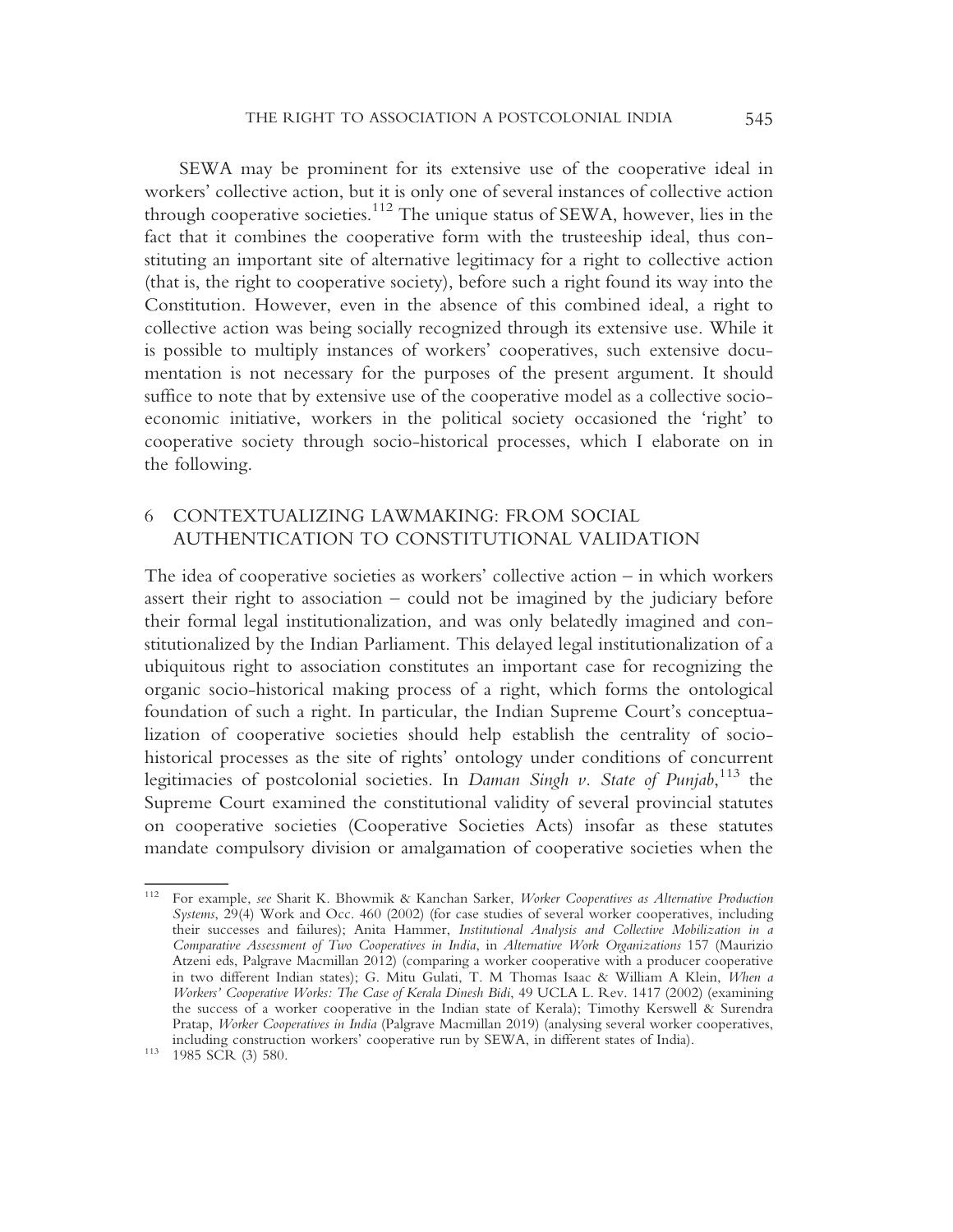SEWA may be prominent for its extensive use of the cooperative ideal in workers' collective action, but it is only one of several instances of collective action through cooperative societies.[112] The unique status of SEWA, however, lies in the fact that it combines the cooperative form with the trusteeship ideal, thus constituting an important site of alternative legitimacy for a right to collective action (that is, the right to cooperative society), before such a right found its way into the Constitution. However, even in the absence of this combined ideal, a right to collective action was being socially recognized through its extensive use. While it is possible to multiply instances of workers' cooperatives, such extensive documentation is not necessary for the purposes of the present argument. It should suffice to note that by extensive use of the cooperative model as a collective socio-economic initiative, workers in the political society occasioned the 'right' to cooperative society through socio-historical processes, which I elaborate on in the following.

## 6 CONTEXTUALIZING LAWMAKING: FROM SOCIAL AUTHENTICATION TO CONSTITUTIONAL VALIDATION

The idea of cooperative societies as workers' collective action – in which workers assert their right to association – could not be imagined by the judiciary before their formal legal institutionalization, and was only belatedly imagined and constitutionalized by the Indian Parliament. This delayed legal institutionalization of a ubiquitous right to association constitutes an important case for recognizing the organic socio-historical making process of a right, which forms the ontological foundation of such a right. In particular, the Indian Supreme Court's conceptualization of cooperative societies should help establish the centrality of socio-historical processes as the site of rights' ontology under conditions of concurrent legitimacies of postcolonial societies. In *Daman Singh v. State of Punjab*,[113] the Supreme Court examined the constitutional validity of several provincial statutes on cooperative societies (Cooperative Societies Acts) insofar as these statutes mandate compulsory division or amalgamation of cooperative societies when the

---

[112] For example, *see* Sharit K. Bhowmik & Kanchan Sarker, *Worker Cooperatives as Alternative Production Systems*, 29(4) Work and Occ. 460 (2002) (for case studies of several worker cooperatives, including their successes and failures); Anita Hammer, *Institutional Analysis and Collective Mobilization in a Comparative Assessment of Two Cooperatives in India*, in *Alternative Work Organizations* 157 (Maurizio Atzeni eds, Palgrave Macmillan 2012) (comparing a worker cooperative with a producer cooperative in two different Indian states); G. Mitu Gulati, T. M Thomas Isaac & William A Klein, *When a Workers' Cooperative Works: The Case of Kerala Dinesh Bidi*, 49 UCLA L. Rev. 1417 (2002) (examining the success of a worker cooperative in the Indian state of Kerala); Timothy Kerswell & Surendra Pratap, *Worker Cooperatives in India* (Palgrave Macmillan 2019) (analysing several worker cooperatives, including construction workers' cooperative run by SEWA, in different states of India).

[113] 1985 SCR (3) 580.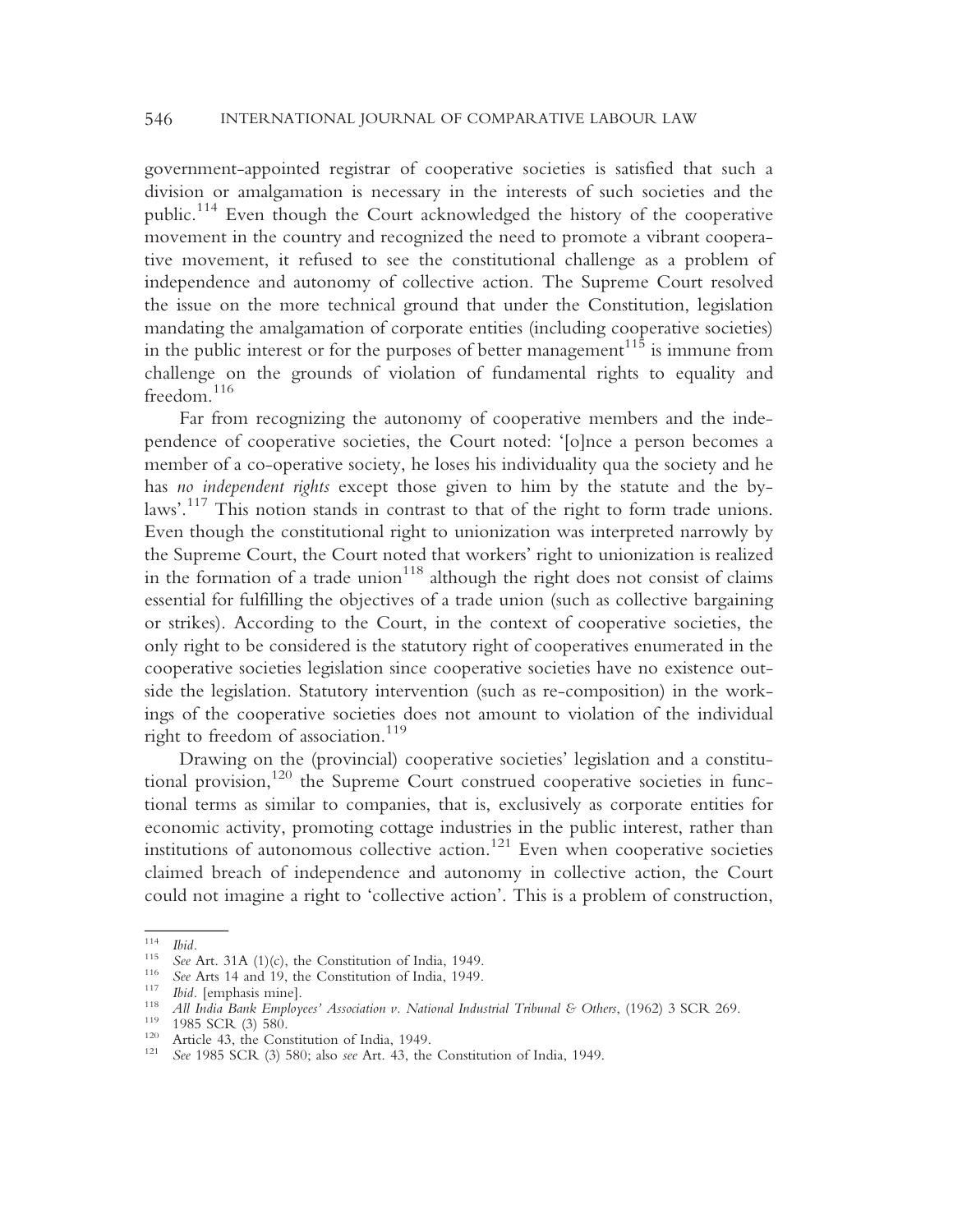government-appointed registrar of cooperative societies is satisfied that such a division or amalgamation is necessary in the interests of such societies and the public.[114] Even though the Court acknowledged the history of the cooperative movement in the country and recognized the need to promote a vibrant cooperative movement, it refused to see the constitutional challenge as a problem of independence and autonomy of collective action. The Supreme Court resolved the issue on the more technical ground that under the Constitution, legislation mandating the amalgamation of corporate entities (including cooperative societies) in the public interest or for the purposes of better management[115] is immune from challenge on the grounds of violation of fundamental rights to equality and freedom.[116]

Far from recognizing the autonomy of cooperative members and the independence of cooperative societies, the Court noted: '[o]nce a person becomes a member of a co-operative society, he loses his individuality qua the society and he has *no independent rights* except those given to him by the statute and the by-laws'.[117] This notion stands in contrast to that of the right to form trade unions. Even though the constitutional right to unionization was interpreted narrowly by the Supreme Court, the Court noted that workers' right to unionization is realized in the formation of a trade union[118] although the right does not consist of claims essential for fulfilling the objectives of a trade union (such as collective bargaining or strikes). According to the Court, in the context of cooperative societies, the only right to be considered is the statutory right of cooperatives enumerated in the cooperative societies legislation since cooperative societies have no existence outside the legislation. Statutory intervention (such as re-composition) in the workings of the cooperative societies does not amount to violation of the individual right to freedom of association.[119]

Drawing on the (provincial) cooperative societies' legislation and a constitutional provision,[120] the Supreme Court construed cooperative societies in functional terms as similar to companies, that is, exclusively as corporate entities for economic activity, promoting cottage industries in the public interest, rather than institutions of autonomous collective action.[121] Even when cooperative societies claimed breach of independence and autonomy in collective action, the Court could not imagine a right to 'collective action'. This is a problem of construction,

---

[114] *Ibid*.

[115] *See* Art. 31A (1)(c), the Constitution of India, 1949.

[116] *See* Arts 14 and 19, the Constitution of India, 1949.

[117] *Ibid*. [emphasis mine].

[118] *All India Bank Employees' Association v. National Industrial Tribunal & Others*, (1962) 3 SCR 269.

[119] 1985 SCR (3) 580.

[120] Article 43, the Constitution of India, 1949.

[121] *See* 1985 SCR (3) 580; also *see* Art. 43, the Constitution of India, 1949.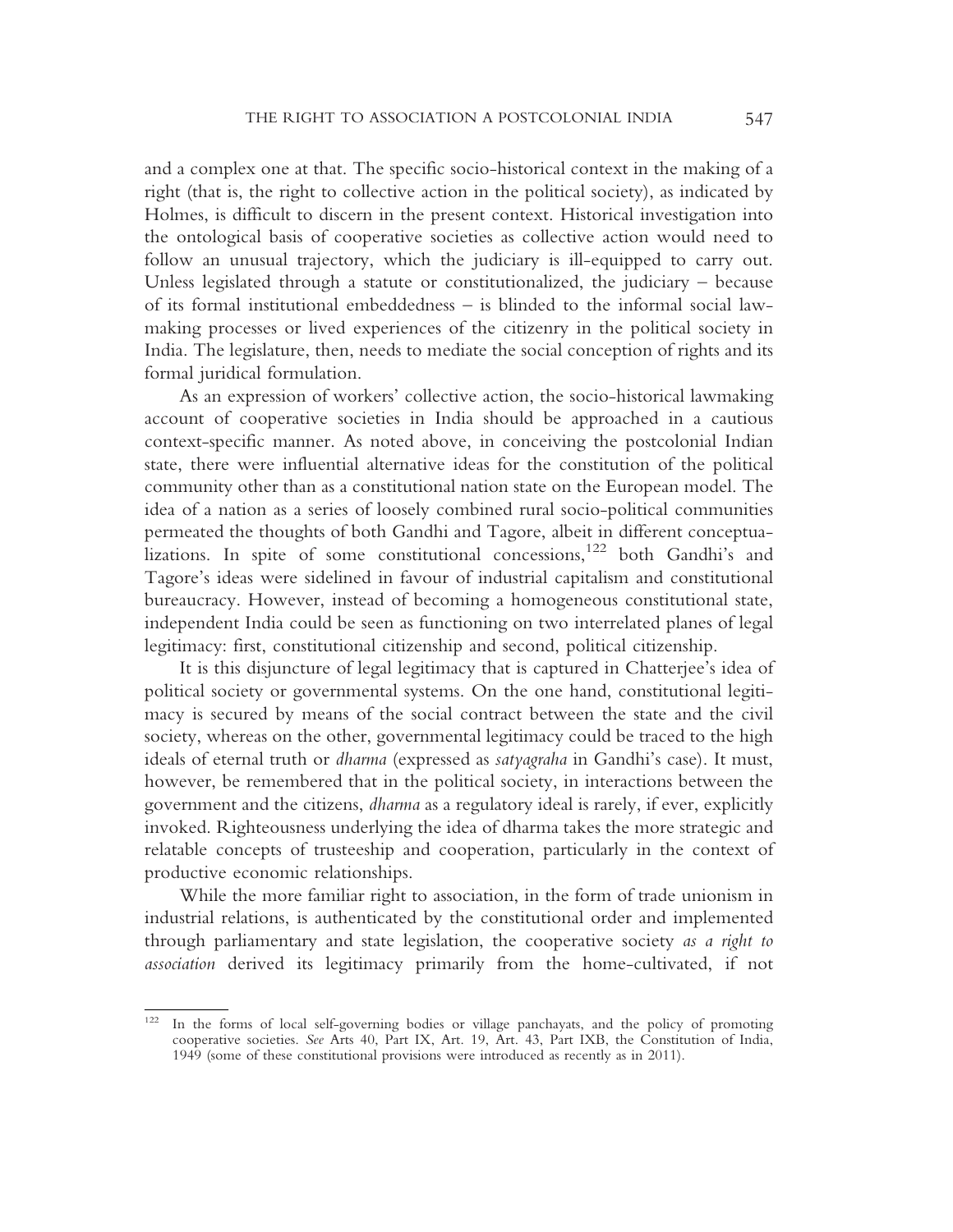and a complex one at that. The specific socio-historical context in the making of a right (that is, the right to collective action in the political society), as indicated by Holmes, is difficult to discern in the present context. Historical investigation into the ontological basis of cooperative societies as collective action would need to follow an unusual trajectory, which the judiciary is ill-equipped to carry out. Unless legislated through a statute or constitutionalized, the judiciary – because of its formal institutional embeddedness – is blinded to the informal social lawmaking processes or lived experiences of the citizenry in the political society in India. The legislature, then, needs to mediate the social conception of rights and its formal juridical formulation.

As an expression of workers' collective action, the socio-historical lawmaking account of cooperative societies in India should be approached in a cautious context-specific manner. As noted above, in conceiving the postcolonial Indian state, there were influential alternative ideas for the constitution of the political community other than as a constitutional nation state on the European model. The idea of a nation as a series of loosely combined rural socio-political communities permeated the thoughts of both Gandhi and Tagore, albeit in different conceptualizations. In spite of some constitutional concessions,[122] both Gandhi's and Tagore's ideas were sidelined in favour of industrial capitalism and constitutional bureaucracy. However, instead of becoming a homogeneous constitutional state, independent India could be seen as functioning on two interrelated planes of legal legitimacy: first, constitutional citizenship and second, political citizenship.

It is this disjuncture of legal legitimacy that is captured in Chatterjee's idea of political society or governmental systems. On the one hand, constitutional legitimacy is secured by means of the social contract between the state and the civil society, whereas on the other, governmental legitimacy could be traced to the high ideals of eternal truth or *dharma* (expressed as *satyagraha* in Gandhi's case). It must, however, be remembered that in the political society, in interactions between the government and the citizens, *dharma* as a regulatory ideal is rarely, if ever, explicitly invoked. Righteousness underlying the idea of dharma takes the more strategic and relatable concepts of trusteeship and cooperation, particularly in the context of productive economic relationships.

While the more familiar right to association, in the form of trade unionism in industrial relations, is authenticated by the constitutional order and implemented through parliamentary and state legislation, the cooperative society *as a right to association* derived its legitimacy primarily from the home-cultivated, if not

[122] In the forms of local self-governing bodies or village panchayats, and the policy of promoting cooperative societies. *See* Arts 40, Part IX, Art. 19, Art. 43, Part IXB, the Constitution of India, 1949 (some of these constitutional provisions were introduced as recently as in 2011).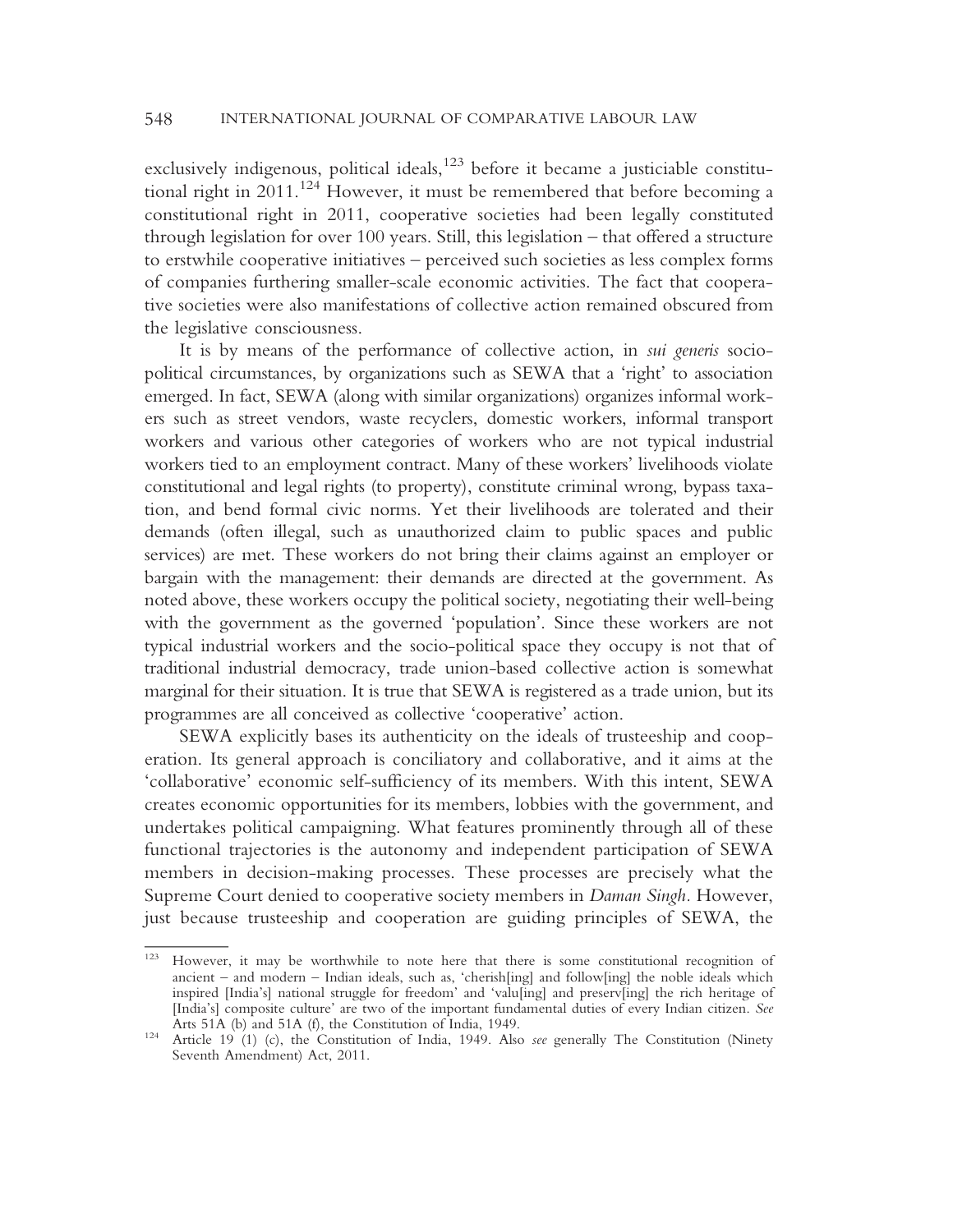exclusively indigenous, political ideals,[123] before it became a justiciable constitutional right in 2011.[124] However, it must be remembered that before becoming a constitutional right in 2011, cooperative societies had been legally constituted through legislation for over 100 years. Still, this legislation – that offered a structure to erstwhile cooperative initiatives – perceived such societies as less complex forms of companies furthering smaller-scale economic activities. The fact that cooperative societies were also manifestations of collective action remained obscured from the legislative consciousness.

It is by means of the performance of collective action, in *sui generis* socio-political circumstances, by organizations such as SEWA that a 'right' to association emerged. In fact, SEWA (along with similar organizations) organizes informal workers such as street vendors, waste recyclers, domestic workers, informal transport workers and various other categories of workers who are not typical industrial workers tied to an employment contract. Many of these workers' livelihoods violate constitutional and legal rights (to property), constitute criminal wrong, bypass taxation, and bend formal civic norms. Yet their livelihoods are tolerated and their demands (often illegal, such as unauthorized claim to public spaces and public services) are met. These workers do not bring their claims against an employer or bargain with the management: their demands are directed at the government. As noted above, these workers occupy the political society, negotiating their well-being with the government as the governed 'population'. Since these workers are not typical industrial workers and the socio-political space they occupy is not that of traditional industrial democracy, trade union-based collective action is somewhat marginal for their situation. It is true that SEWA is registered as a trade union, but its programmes are all conceived as collective 'cooperative' action.

SEWA explicitly bases its authenticity on the ideals of trusteeship and cooperation. Its general approach is conciliatory and collaborative, and it aims at the 'collaborative' economic self-sufficiency of its members. With this intent, SEWA creates economic opportunities for its members, lobbies with the government, and undertakes political campaigning. What features prominently through all of these functional trajectories is the autonomy and independent participation of SEWA members in decision-making processes. These processes are precisely what the Supreme Court denied to cooperative society members in *Daman Singh*. However, just because trusteeship and cooperation are guiding principles of SEWA, the

---

[123] However, it may be worthwhile to note here that there is some constitutional recognition of ancient – and modern – Indian ideals, such as, 'cherish[ing] and follow[ing] the noble ideals which inspired [India's] national struggle for freedom' and 'valu[ing] and preserv[ing] the rich heritage of [India's] composite culture' are two of the important fundamental duties of every Indian citizen. *See* Arts 51A (b) and 51A (f), the Constitution of India, 1949.

[124] Article 19 (1) (c), the Constitution of India, 1949. Also *see* generally The Constitution (Ninety Seventh Amendment) Act, 2011.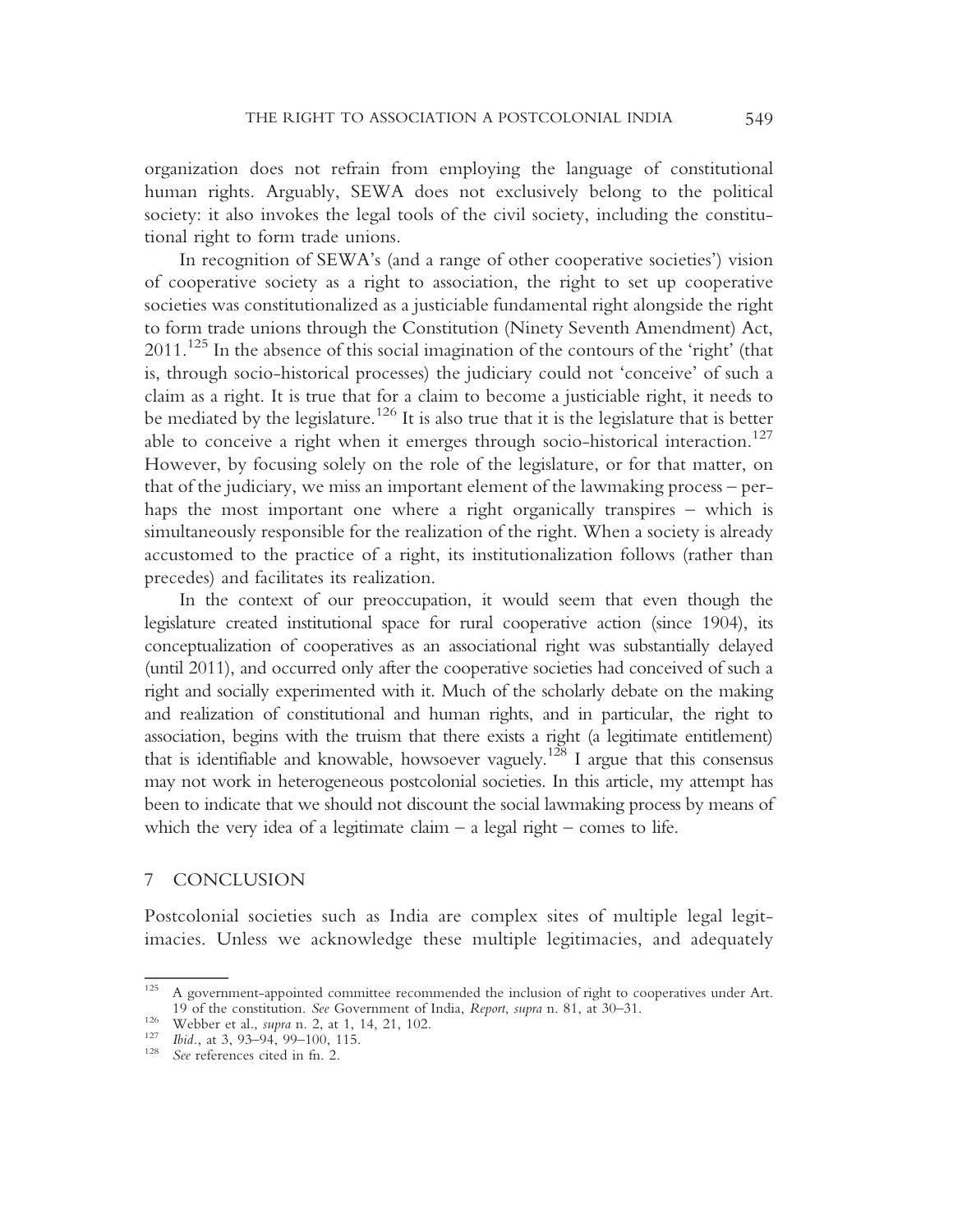organization does not refrain from employing the language of constitutional human rights. Arguably, SEWA does not exclusively belong to the political society: it also invokes the legal tools of the civil society, including the constitutional right to form trade unions.

In recognition of SEWA's (and a range of other cooperative societies') vision of cooperative society as a right to association, the right to set up cooperative societies was constitutionalized as a justiciable fundamental right alongside the right to form trade unions through the Constitution (Ninety Seventh Amendment) Act, 2011.[125] In the absence of this social imagination of the contours of the 'right' (that is, through socio-historical processes) the judiciary could not 'conceive' of such a claim as a right. It is true that for a claim to become a justiciable right, it needs to be mediated by the legislature.[126] It is also true that it is the legislature that is better able to conceive a right when it emerges through socio-historical interaction.[127] However, by focusing solely on the role of the legislature, or for that matter, on that of the judiciary, we miss an important element of the lawmaking process – perhaps the most important one where a right organically transpires – which is simultaneously responsible for the realization of the right. When a society is already accustomed to the practice of a right, its institutionalization follows (rather than precedes) and facilitates its realization.

In the context of our preoccupation, it would seem that even though the legislature created institutional space for rural cooperative action (since 1904), its conceptualization of cooperatives as an associational right was substantially delayed (until 2011), and occurred only after the cooperative societies had conceived of such a right and socially experimented with it. Much of the scholarly debate on the making and realization of constitutional and human rights, and in particular, the right to association, begins with the truism that there exists a right (a legitimate entitlement) that is identifiable and knowable, howsoever vaguely.[128] I argue that this consensus may not work in heterogeneous postcolonial societies. In this article, my attempt has been to indicate that we should not discount the social lawmaking process by means of which the very idea of a legitimate claim – a legal right – comes to life.

## 7 CONCLUSION

Postcolonial societies such as India are complex sites of multiple legal legitimacies. Unless we acknowledge these multiple legitimacies, and adequately

---

[125] A government-appointed committee recommended the inclusion of right to cooperatives under Art. 19 of the constitution. *See* Government of India, *Report*, *supra* n. 81, at 30–31.

[126] Webber et al., *supra* n. 2, at 1, 14, 21, 102.

[127] *Ibid*., at 3, 93–94, 99–100, 115.

[128] *See* references cited in fn. 2.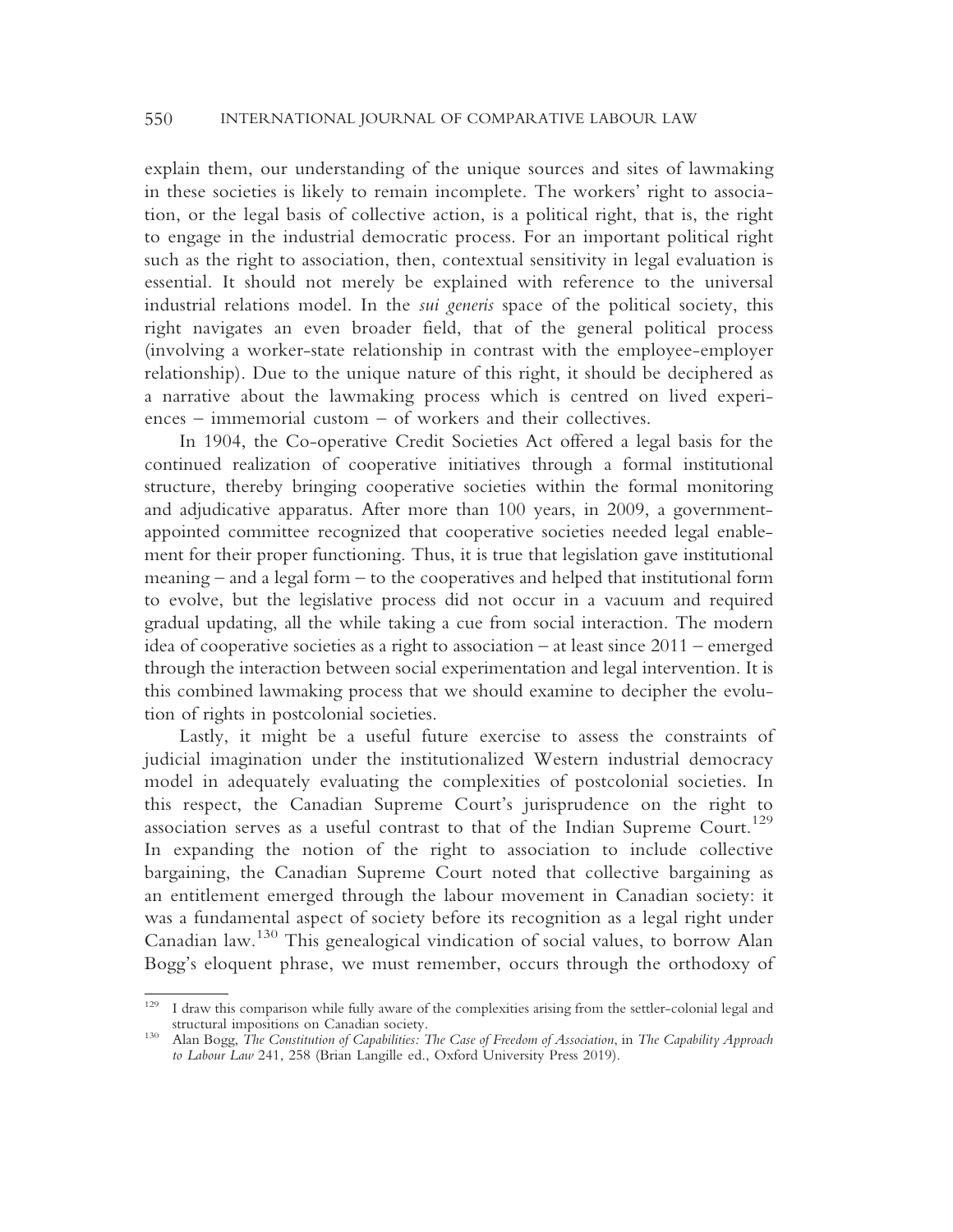explain them, our understanding of the unique sources and sites of lawmaking in these societies is likely to remain incomplete. The workers' right to association, or the legal basis of collective action, is a political right, that is, the right to engage in the industrial democratic process. For an important political right such as the right to association, then, contextual sensitivity in legal evaluation is essential. It should not merely be explained with reference to the universal industrial relations model. In the *sui generis* space of the political society, this right navigates an even broader field, that of the general political process (involving a worker-state relationship in contrast with the employee-employer relationship). Due to the unique nature of this right, it should be deciphered as a narrative about the lawmaking process which is centred on lived experiences – immemorial custom – of workers and their collectives.

In 1904, the Co-operative Credit Societies Act offered a legal basis for the continued realization of cooperative initiatives through a formal institutional structure, thereby bringing cooperative societies within the formal monitoring and adjudicative apparatus. After more than 100 years, in 2009, a government-appointed committee recognized that cooperative societies needed legal enablement for their proper functioning. Thus, it is true that legislation gave institutional meaning – and a legal form – to the cooperatives and helped that institutional form to evolve, but the legislative process did not occur in a vacuum and required gradual updating, all the while taking a cue from social interaction. The modern idea of cooperative societies as a right to association – at least since 2011 – emerged through the interaction between social experimentation and legal intervention. It is this combined lawmaking process that we should examine to decipher the evolution of rights in postcolonial societies.

Lastly, it might be a useful future exercise to assess the constraints of judicial imagination under the institutionalized Western industrial democracy model in adequately evaluating the complexities of postcolonial societies. In this respect, the Canadian Supreme Court's jurisprudence on the right to association serves as a useful contrast to that of the Indian Supreme Court.[129] In expanding the notion of the right to association to include collective bargaining, the Canadian Supreme Court noted that collective bargaining as an entitlement emerged through the labour movement in Canadian society: it was a fundamental aspect of society before its recognition as a legal right under Canadian law.[130] This genealogical vindication of social values, to borrow Alan Bogg's eloquent phrase, we must remember, occurs through the orthodoxy of

---

[129] I draw this comparison while fully aware of the complexities arising from the settler-colonial legal and structural impositions on Canadian society.

[130] Alan Bogg, *The Constitution of Capabilities: The Case of Freedom of Association*, in *The Capability Approach to Labour Law* 241, 258 (Brian Langille ed., Oxford University Press 2019).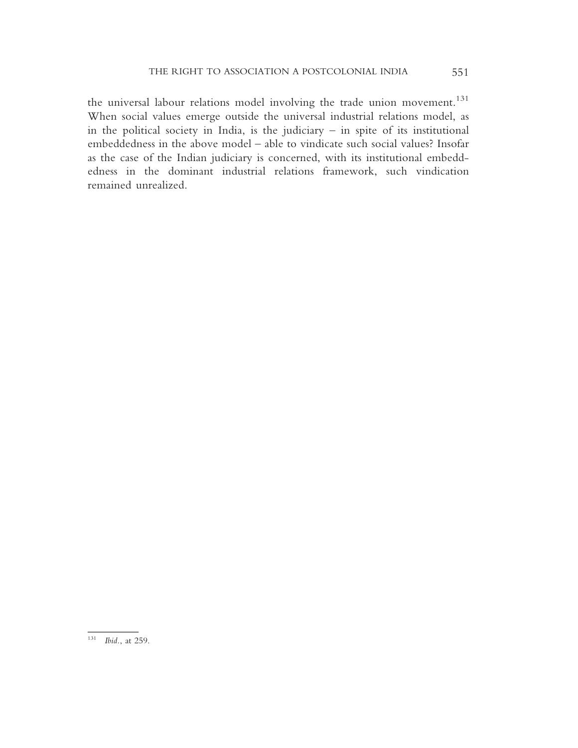the universal labour relations model involving the trade union movement.[131] When social values emerge outside the universal industrial relations model, as in the political society in India, is the judiciary – in spite of its institutional embeddedness in the above model – able to vindicate such social values? Insofar as the case of the Indian judiciary is concerned, with its institutional embeddedness in the dominant industrial relations framework, such vindication remained unrealized.

---

[131] *Ibid.*, at 259.